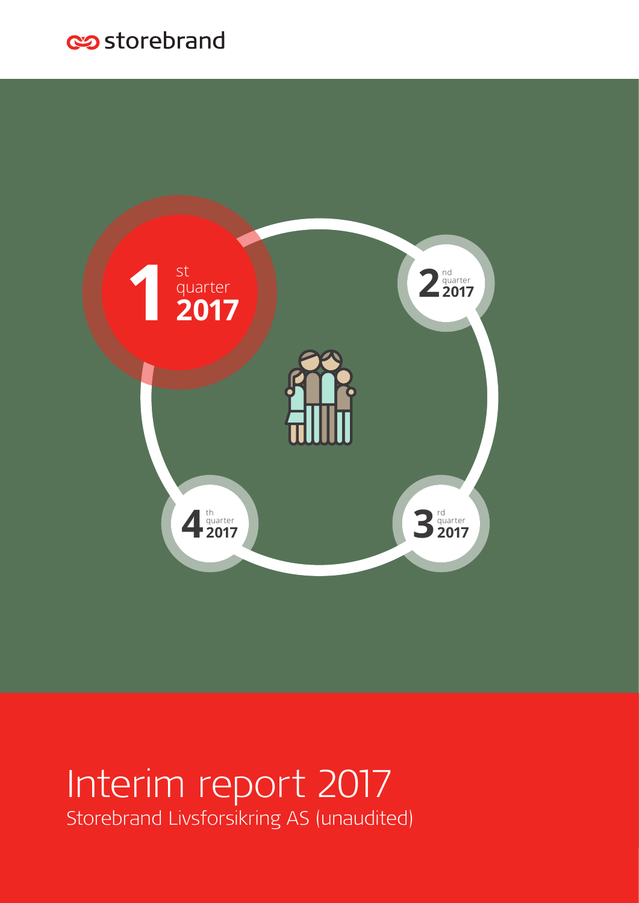storebrand

1st quarter 2017

2nd quarter 2017

3rd quarter 2017

4th quarter 2017

# Interim report 2017

Storebrand Livsforsikring AS (unaudited)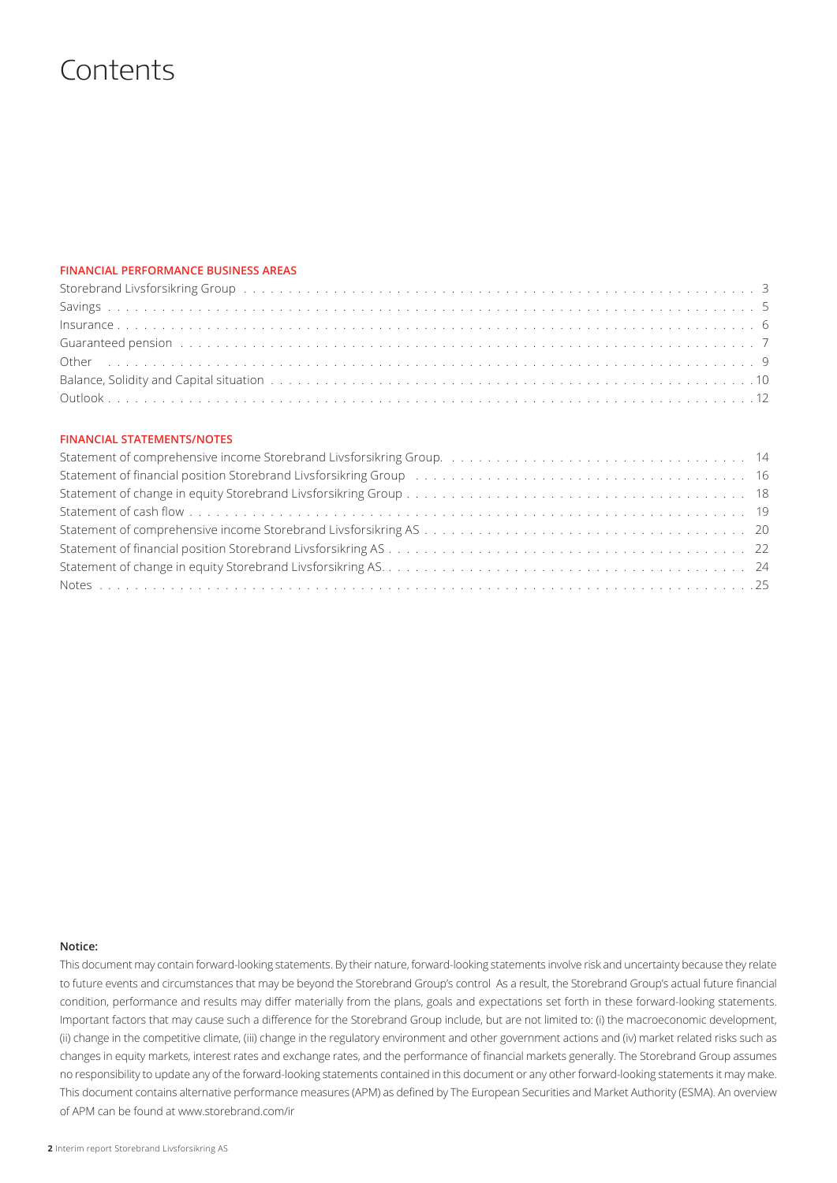# Contents

**FINANCIAL PERFORMANCE BUSINESS AREAS**

| | |
|---|---|
| Storebrand Livsforsikring Group | 3 |
| Savings | 5 |
| Insurance | 6 |
| Guaranteed pension | 7 |
| Other | 9 |
| Balance, Solidity and Capital situation | 10 |
| Outlook | 12 |

**FINANCIAL STATEMENTS/NOTES**

| | |
|---|---|
| Statement of comprehensive income Storebrand Livsforsikring Group. | 14 |
| Statement of financial position Storebrand Livsforsikring Group | 16 |
| Statement of change in equity Storebrand Livsforsikring Group | 18 |
| Statement of cash flow | 19 |
| Statement of comprehensive income Storebrand Livsforsikring AS | 20 |
| Statement of financial position Storebrand Livsforsikring AS | 22 |
| Statement of change in equity Storebrand Livsforsikring AS. | 24 |
| Notes | 25 |

**Notice:**

This document may contain forward-looking statements. By their nature, forward-looking statements involve risk and uncertainty because they relate to future events and circumstances that may be beyond the Storebrand Group's control As a result, the Storebrand Group's actual future financial condition, performance and results may differ materially from the plans, goals and expectations set forth in these forward-looking statements. Important factors that may cause such a difference for the Storebrand Group include, but are not limited to: (i) the macroeconomic development, (ii) change in the competitive climate, (iii) change in the regulatory environment and other government actions and (iv) market related risks such as changes in equity markets, interest rates and exchange rates, and the performance of financial markets generally. The Storebrand Group assumes no responsibility to update any of the forward-looking statements contained in this document or any other forward-looking statements it may make. This document contains alternative performance measures (APM) as defined by The European Securities and Market Authority (ESMA). An overview of APM can be found at www.storebrand.com/ir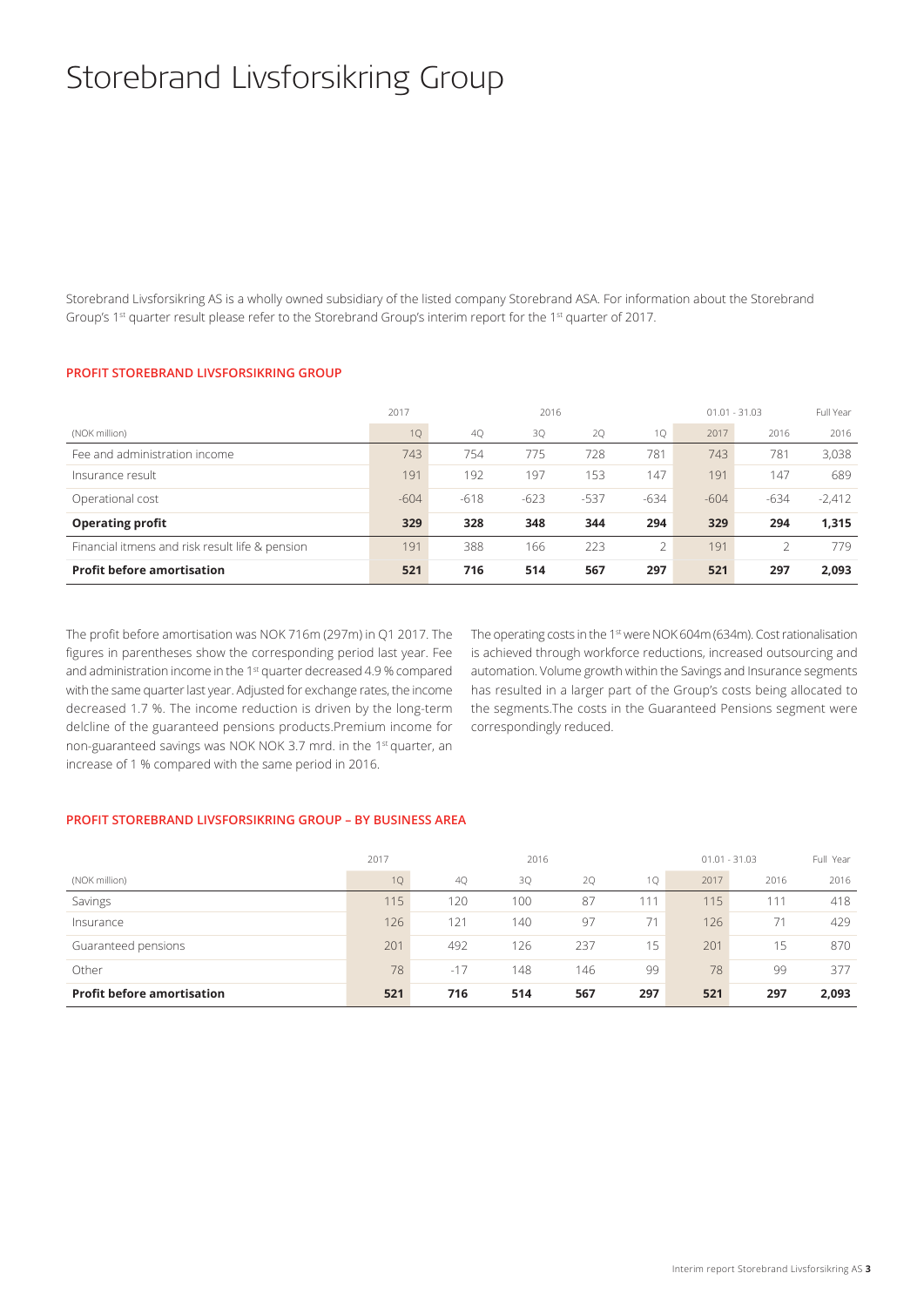# Storebrand Livsforsikring Group

Storebrand Livsforsikring AS is a wholly owned subsidiary of the listed company Storebrand ASA. For information about the Storebrand Group's 1st quarter result please refer to the Storebrand Group's interim report for the 1st quarter of 2017.

### PROFIT STOREBRAND LIVSFORSIKRING GROUP

| | 2017 | 2016 | | | | 01.01 - 31.03 | | Full Year |
|---|---|---|---|---|---|---|---|---|
| (NOK million) | 1Q | 4Q | 3Q | 2Q | 1Q | 2017 | 2016 | 2016 |
| Fee and administration income | 743 | 754 | 775 | 728 | 781 | 743 | 781 | 3,038 |
| Insurance result | 191 | 192 | 197 | 153 | 147 | 191 | 147 | 689 |
| Operational cost | -604 | -618 | -623 | -537 | -634 | -604 | -634 | -2,412 |
| **Operating profit** | **329** | **328** | **348** | **344** | **294** | **329** | **294** | **1,315** |
| Financial itmens and risk result life & pension | 191 | 388 | 166 | 223 | 2 | 191 | 2 | 779 |
| **Profit before amortisation** | **521** | **716** | **514** | **567** | **297** | **521** | **297** | **2,093** |

The profit before amortisation was NOK 716m (297m) in Q1 2017. The figures in parentheses show the corresponding period last year. Fee and administration income in the 1st quarter decreased 4.9 % compared with the same quarter last year. Adjusted for exchange rates, the income decreased 1.7 %. The income reduction is driven by the long-term delcline of the guaranteed pensions products.Premium income for non-guaranteed savings was NOK NOK 3.7 mrd. in the 1st quarter, an increase of 1 % compared with the same period in 2016.

The operating costs in the 1st were NOK 604m (634m). Cost rationalisation is achieved through workforce reductions, increased outsourcing and automation. Volume growth within the Savings and Insurance segments has resulted in a larger part of the Group's costs being allocated to the segments.The costs in the Guaranteed Pensions segment were correspondingly reduced.

### PROFIT STOREBRAND LIVSFORSIKRING GROUP – BY BUSINESS AREA

| | 2017 | 2016 | | | | 01.01 - 31.03 | | Full Year |
|---|---|---|---|---|---|---|---|---|
| (NOK million) | 1Q | 4Q | 3Q | 2Q | 1Q | 2017 | 2016 | 2016 |
| Savings | 115 | 120 | 100 | 87 | 111 | 115 | 111 | 418 |
| Insurance | 126 | 121 | 140 | 97 | 71 | 126 | 71 | 429 |
| Guaranteed pensions | 201 | 492 | 126 | 237 | 15 | 201 | 15 | 870 |
| Other | 78 | -17 | 148 | 146 | 99 | 78 | 99 | 377 |
| **Profit before amortisation** | **521** | **716** | **514** | **567** | **297** | **521** | **297** | **2,093** |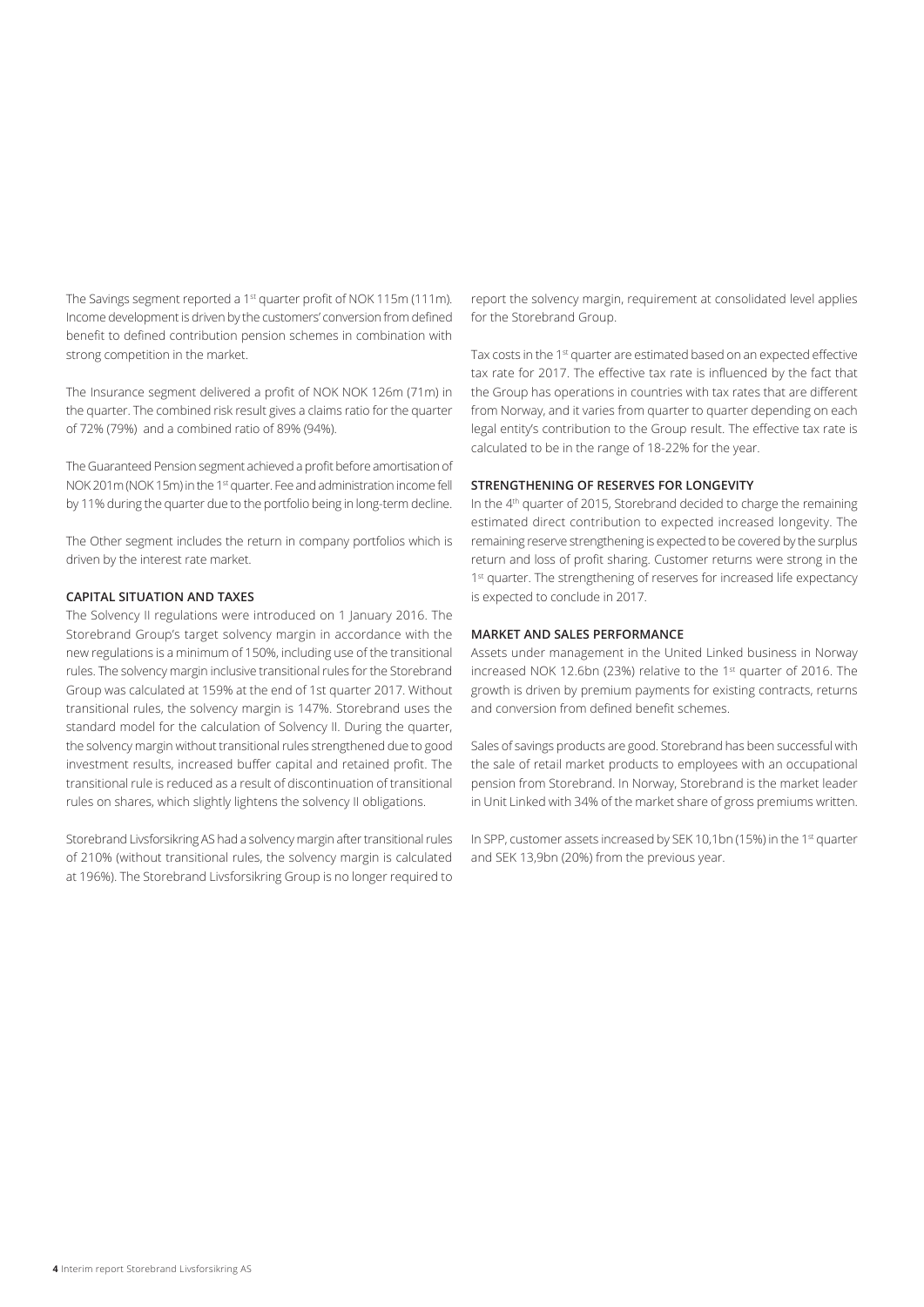The Savings segment reported a 1st quarter profit of NOK 115m (111m). Income development is driven by the customers' conversion from defined benefit to defined contribution pension schemes in combination with strong competition in the market.

The Insurance segment delivered a profit of NOK NOK 126m (71m) in the quarter. The combined risk result gives a claims ratio for the quarter of 72% (79%) and a combined ratio of 89% (94%).

The Guaranteed Pension segment achieved a profit before amortisation of NOK 201m (NOK 15m) in the 1st quarter. Fee and administration income fell by 11% during the quarter due to the portfolio being in long-term decline.

The Other segment includes the return in company portfolios which is driven by the interest rate market.

#### CAPITAL SITUATION AND TAXES

The Solvency II regulations were introduced on 1 January 2016. The Storebrand Group's target solvency margin in accordance with the new regulations is a minimum of 150%, including use of the transitional rules. The solvency margin inclusive transitional rules for the Storebrand Group was calculated at 159% at the end of 1st quarter 2017. Without transitional rules, the solvency margin is 147%. Storebrand uses the standard model for the calculation of Solvency II. During the quarter, the solvency margin without transitional rules strengthened due to good investment results, increased buffer capital and retained profit. The transitional rule is reduced as a result of discontinuation of transitional rules on shares, which slightly lightens the solvency II obligations.

Storebrand Livsforsikring AS had a solvency margin after transitional rules of 210% (without transitional rules, the solvency margin is calculated at 196%). The Storebrand Livsforsikring Group is no longer required to report the solvency margin, requirement at consolidated level applies for the Storebrand Group.

Tax costs in the 1st quarter are estimated based on an expected effective tax rate for 2017. The effective tax rate is influenced by the fact that the Group has operations in countries with tax rates that are different from Norway, and it varies from quarter to quarter depending on each legal entity's contribution to the Group result. The effective tax rate is calculated to be in the range of 18-22% for the year.

#### STRENGTHENING OF RESERVES FOR LONGEVITY

In the 4th quarter of 2015, Storebrand decided to charge the remaining estimated direct contribution to expected increased longevity. The remaining reserve strengthening is expected to be covered by the surplus return and loss of profit sharing. Customer returns were strong in the 1st quarter. The strengthening of reserves for increased life expectancy is expected to conclude in 2017.

#### MARKET AND SALES PERFORMANCE

Assets under management in the United Linked business in Norway increased NOK 12.6bn (23%) relative to the 1st quarter of 2016. The growth is driven by premium payments for existing contracts, returns and conversion from defined benefit schemes.

Sales of savings products are good. Storebrand has been successful with the sale of retail market products to employees with an occupational pension from Storebrand. In Norway, Storebrand is the market leader in Unit Linked with 34% of the market share of gross premiums written.

In SPP, customer assets increased by SEK 10,1bn (15%) in the 1st quarter and SEK 13,9bn (20%) from the previous year.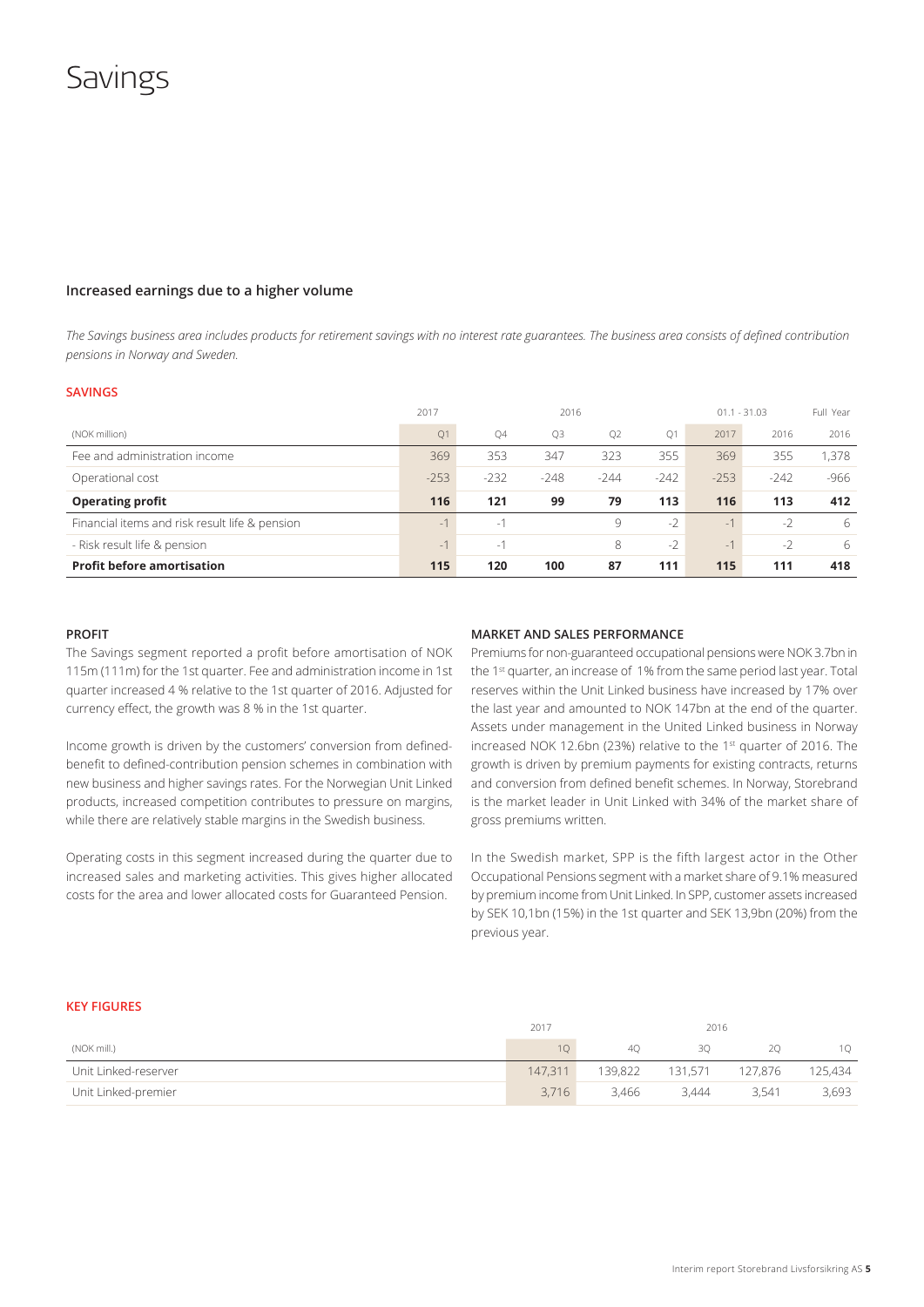# Savings

## Increased earnings due to a higher volume

*The Savings business area includes products for retirement savings with no interest rate guarantees. The business area consists of defined contribution pensions in Norway and Sweden.*

### SAVINGS

| | 2017 | 2016 | | | | 01.1 - 31.03 | | Full Year |
|---|---|---|---|---|---|---|---|---|
| (NOK million) | Q1 | Q4 | Q3 | Q2 | Q1 | 2017 | 2016 | 2016 |
| Fee and administration income | 369 | 353 | 347 | 323 | 355 | 369 | 355 | 1,378 |
| Operational cost | -253 | -232 | -248 | -244 | -242 | -253 | -242 | -966 |
| **Operating profit** | **116** | **121** | **99** | **79** | **113** | **116** | **113** | **412** |
| Financial items and risk result life & pension | -1 | -1 | | 9 | -2 | -1 | -2 | 6 |
| - Risk result life & pension | -1 | -1 | | 8 | -2 | -1 | -2 | 6 |
| **Profit before amortisation** | **115** | **120** | **100** | **87** | **111** | **115** | **111** | **418** |

#### PROFIT

The Savings segment reported a profit before amortisation of NOK 115m (111m) for the 1st quarter. Fee and administration income in 1st quarter increased 4 % relative to the 1st quarter of 2016. Adjusted for currency effect, the growth was 8 % in the 1st quarter.

Income growth is driven by the customers' conversion from defined-benefit to defined-contribution pension schemes in combination with new business and higher savings rates. For the Norwegian Unit Linked products, increased competition contributes to pressure on margins, while there are relatively stable margins in the Swedish business.

Operating costs in this segment increased during the quarter due to increased sales and marketing activities. This gives higher allocated costs for the area and lower allocated costs for Guaranteed Pension.

#### MARKET AND SALES PERFORMANCE

Premiums for non-guaranteed occupational pensions were NOK 3.7bn in the 1st quarter, an increase of 1% from the same period last year. Total reserves within the Unit Linked business have increased by 17% over the last year and amounted to NOK 147bn at the end of the quarter. Assets under management in the United Linked business in Norway increased NOK 12.6bn (23%) relative to the 1st quarter of 2016. The growth is driven by premium payments for existing contracts, returns and conversion from defined benefit schemes. In Norway, Storebrand is the market leader in Unit Linked with 34% of the market share of gross premiums written.

In the Swedish market, SPP is the fifth largest actor in the Other Occupational Pensions segment with a market share of 9.1% measured by premium income from Unit Linked. In SPP, customer assets increased by SEK 10,1bn (15%) in the 1st quarter and SEK 13,9bn (20%) from the previous year.

### KEY FIGURES

| | 2017 | 2016 | | | |
|---|---|---|---|---|---|
| (NOK mill.) | 1Q | 4Q | 3Q | 2Q | 1Q |
| Unit Linked-reserver | 147,311 | 139,822 | 131,571 | 127,876 | 125,434 |
| Unit Linked-premier | 3,716 | 3,466 | 3,444 | 3,541 | 3,693 |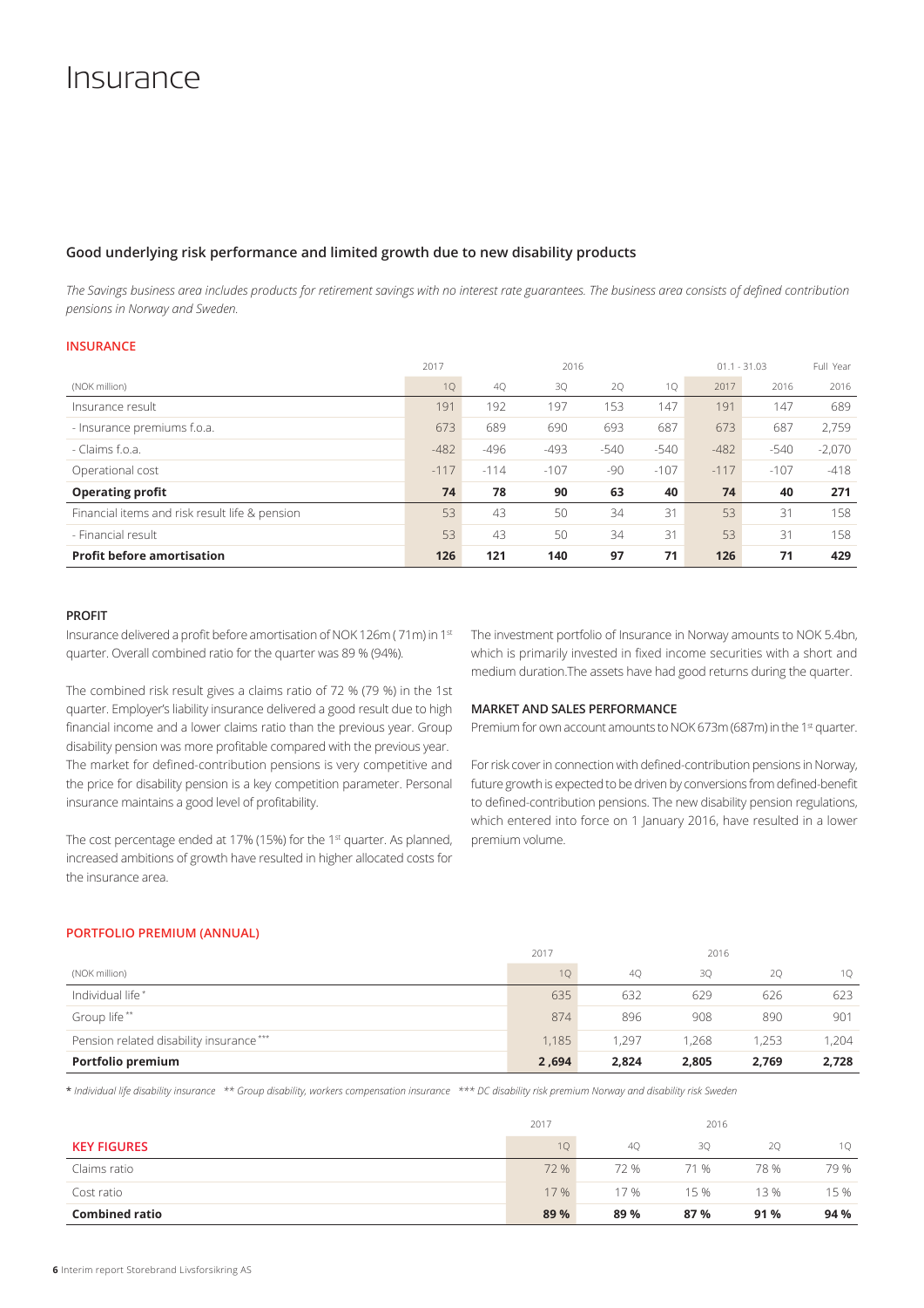# Insurance

### Good underlying risk performance and limited growth due to new disability products

*The Savings business area includes products for retirement savings with no interest rate guarantees. The business area consists of defined contribution pensions in Norway and Sweden.*

#### INSURANCE

| | 2017 | 2016 | | | | 01.1 - 31.03 | | Full Year |
|---|---|---|---|---|---|---|---|---|
| (NOK million) | 1Q | 4Q | 3Q | 2Q | 1Q | 2017 | 2016 | 2016 |
| Insurance result | 191 | 192 | 197 | 153 | 147 | 191 | 147 | 689 |
| - Insurance premiums f.o.a. | 673 | 689 | 690 | 693 | 687 | 673 | 687 | 2,759 |
| - Claims f.o.a. | -482 | -496 | -493 | -540 | -540 | -482 | -540 | -2,070 |
| Operational cost | -117 | -114 | -107 | -90 | -107 | -117 | -107 | -418 |
| **Operating profit** | **74** | **78** | **90** | **63** | **40** | **74** | **40** | **271** |
| Financial items and risk result life & pension | 53 | 43 | 50 | 34 | 31 | 53 | 31 | 158 |
| - Financial result | 53 | 43 | 50 | 34 | 31 | 53 | 31 | 158 |
| **Profit before amortisation** | **126** | **121** | **140** | **97** | **71** | **126** | **71** | **429** |

#### PROFIT

Insurance delivered a profit before amortisation of NOK 126m ( 71m) in 1st quarter. Overall combined ratio for the quarter was 89 % (94%).

The combined risk result gives a claims ratio of 72 % (79 %) in the 1st quarter. Employer's liability insurance delivered a good result due to high financial income and a lower claims ratio than the previous year. Group disability pension was more profitable compared with the previous year. The market for defined-contribution pensions is very competitive and the price for disability pension is a key competition parameter. Personal insurance maintains a good level of profitability.

The cost percentage ended at 17% (15%) for the 1st quarter. As planned, increased ambitions of growth have resulted in higher allocated costs for the insurance area.

The investment portfolio of Insurance in Norway amounts to NOK 5.4bn, which is primarily invested in fixed income securities with a short and medium duration.The assets have had good returns during the quarter.

#### MARKET AND SALES PERFORMANCE

Premium for own account amounts to NOK 673m (687m) in the 1st quarter.

For risk cover in connection with defined-contribution pensions in Norway, future growth is expected to be driven by conversions from defined-benefit to defined-contribution pensions. The new disability pension regulations, which entered into force on 1 January 2016, have resulted in a lower premium volume.

#### PORTFOLIO PREMIUM (ANNUAL)

| | 2017 | 2016 | | | |
|---|---|---|---|---|---|
| (NOK million) | 1Q | 4Q | 3Q | 2Q | 1Q |
| Individual life * | 635 | 632 | 629 | 626 | 623 |
| Group life ** | 874 | 896 | 908 | 890 | 901 |
| Pension related disability insurance *** | 1,185 | 1,297 | 1,268 | 1,253 | 1,204 |
| **Portfolio premium** | **2 ,694** | **2,824** | **2,805** | **2,769** | **2,728** |

\* *Individual life disability insurance  \*\* Group disability, workers compensation insurance  \*\*\* DC disability risk premium Norway and disability risk Sweden*

| | 2017 | 2016 | | | |
|---|---|---|---|---|---|
| **KEY FIGURES** | 1Q | 4Q | 3Q | 2Q | 1Q |
| Claims ratio | 72 % | 72 % | 71 % | 78 % | 79 % |
| Cost ratio | 17 % | 17 % | 15 % | 13 % | 15 % |
| **Combined ratio** | **89 %** | **89 %** | **87 %** | **91 %** | **94 %** |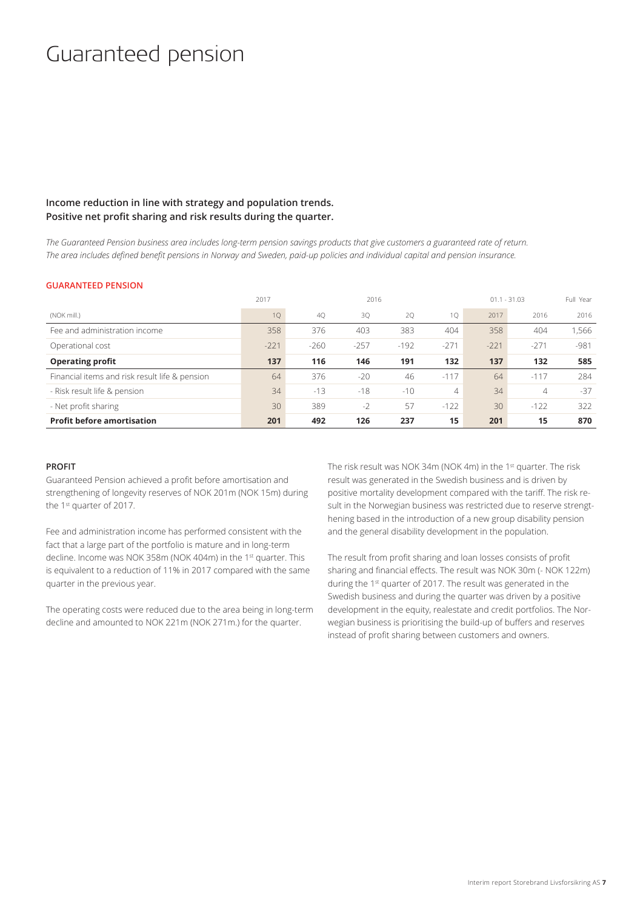# Guaranteed pension

**Income reduction in line with strategy and population trends.**
**Positive net profit sharing and risk results during the quarter.**

*The Guaranteed Pension business area includes long-term pension savings products that give customers a guaranteed rate of return. The area includes defined benefit pensions in Norway and Sweden, paid-up policies and individual capital and pension insurance.*

**GUARANTEED PENSION**

| | 2017 | 2016 | | | | 01.1 - 31.03 | | Full Year |
|---|---|---|---|---|---|---|---|---|
| (NOK mill.) | 1Q | 4Q | 3Q | 2Q | 1Q | 2017 | 2016 | 2016 |
| Fee and administration income | 358 | 376 | 403 | 383 | 404 | 358 | 404 | 1,566 |
| Operational cost | -221 | -260 | -257 | -192 | -271 | -221 | -271 | -981 |
| **Operating profit** | **137** | **116** | **146** | **191** | **132** | **137** | **132** | **585** |
| Financial items and risk result life & pension | 64 | 376 | -20 | 46 | -117 | 64 | -117 | 284 |
| - Risk result life & pension | 34 | -13 | -18 | -10 | 4 | 34 | 4 | -37 |
| - Net profit sharing | 30 | 389 | -2 | 57 | -122 | 30 | -122 | 322 |
| **Profit before amortisation** | **201** | **492** | **126** | **237** | **15** | **201** | **15** | **870** |

**PROFIT**

Guaranteed Pension achieved a profit before amortisation and strengthening of longevity reserves of NOK 201m (NOK 15m) during the 1st quarter of 2017.

Fee and administration income has performed consistent with the fact that a large part of the portfolio is mature and in long-term decline. Income was NOK 358m (NOK 404m) in the 1st quarter. This is equivalent to a reduction of 11% in 2017 compared with the same quarter in the previous year.

The operating costs were reduced due to the area being in long-term decline and amounted to NOK 221m (NOK 271m.) for the quarter.

The risk result was NOK 34m (NOK 4m) in the 1st quarter. The risk result was generated in the Swedish business and is driven by positive mortality development compared with the tariff. The risk result in the Norwegian business was restricted due to reserve strengthening based in the introduction of a new group disability pension and the general disability development in the population.

The result from profit sharing and loan losses consists of profit sharing and financial effects. The result was NOK 30m (- NOK 122m) during the 1st quarter of 2017. The result was generated in the Swedish business and during the quarter was driven by a positive development in the equity, realestate and credit portfolios. The Norwegian business is prioritising the build-up of buffers and reserves instead of profit sharing between customers and owners.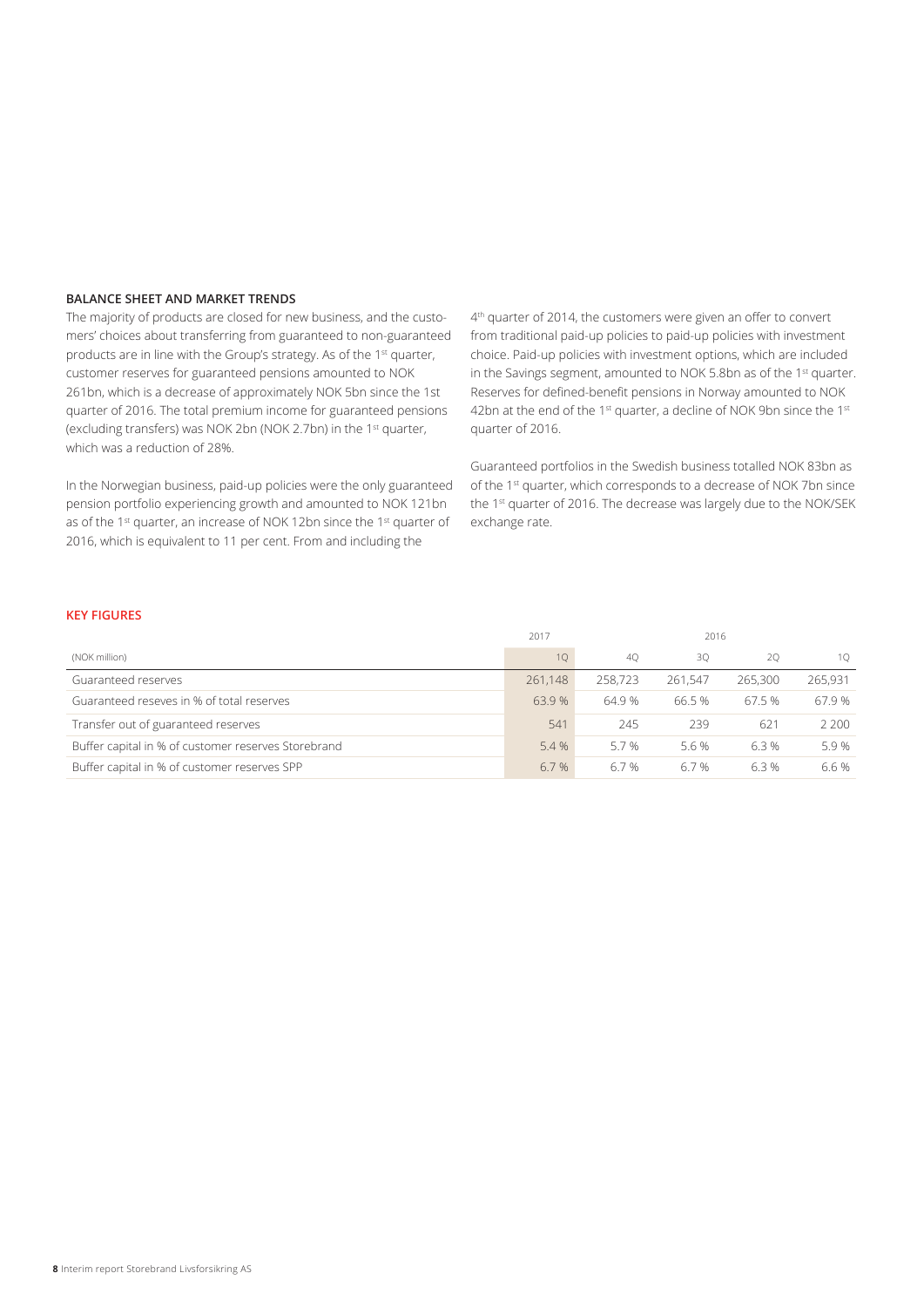## BALANCE SHEET AND MARKET TRENDS

The majority of products are closed for new business, and the customers' choices about transferring from guaranteed to non-guaranteed products are in line with the Group's strategy. As of the 1st quarter, customer reserves for guaranteed pensions amounted to NOK 261bn, which is a decrease of approximately NOK 5bn since the 1st quarter of 2016. The total premium income for guaranteed pensions (excluding transfers) was NOK 2bn (NOK 2.7bn) in the 1st quarter, which was a reduction of 28%.

In the Norwegian business, paid-up policies were the only guaranteed pension portfolio experiencing growth and amounted to NOK 121bn as of the 1st quarter, an increase of NOK 12bn since the 1st quarter of 2016, which is equivalent to 11 per cent. From and including the 4th quarter of 2014, the customers were given an offer to convert from traditional paid-up policies to paid-up policies with investment choice. Paid-up policies with investment options, which are included in the Savings segment, amounted to NOK 5.8bn as of the 1st quarter. Reserves for defined-benefit pensions in Norway amounted to NOK 42bn at the end of the 1st quarter, a decline of NOK 9bn since the 1st quarter of 2016.

Guaranteed portfolios in the Swedish business totalled NOK 83bn as of the 1st quarter, which corresponds to a decrease of NOK 7bn since the 1st quarter of 2016. The decrease was largely due to the NOK/SEK exchange rate.

## KEY FIGURES

| | 2017 | 2016 | | | |
|---|---|---|---|---|---|
| (NOK million) | 1Q | 4Q | 3Q | 2Q | 1Q |
| Guaranteed reserves | 261,148 | 258,723 | 261,547 | 265,300 | 265,931 |
| Guaranteed reseves in % of total reserves | 63.9 % | 64.9 % | 66.5 % | 67.5 % | 67.9 % |
| Transfer out of guaranteed reserves | 541 | 245 | 239 | 621 | 2 200 |
| Buffer capital in % of customer reserves Storebrand | 5.4 % | 5.7 % | 5.6 % | 6.3 % | 5.9 % |
| Buffer capital in % of customer reserves SPP | 6.7 % | 6.7 % | 6.7 % | 6.3 % | 6.6 % |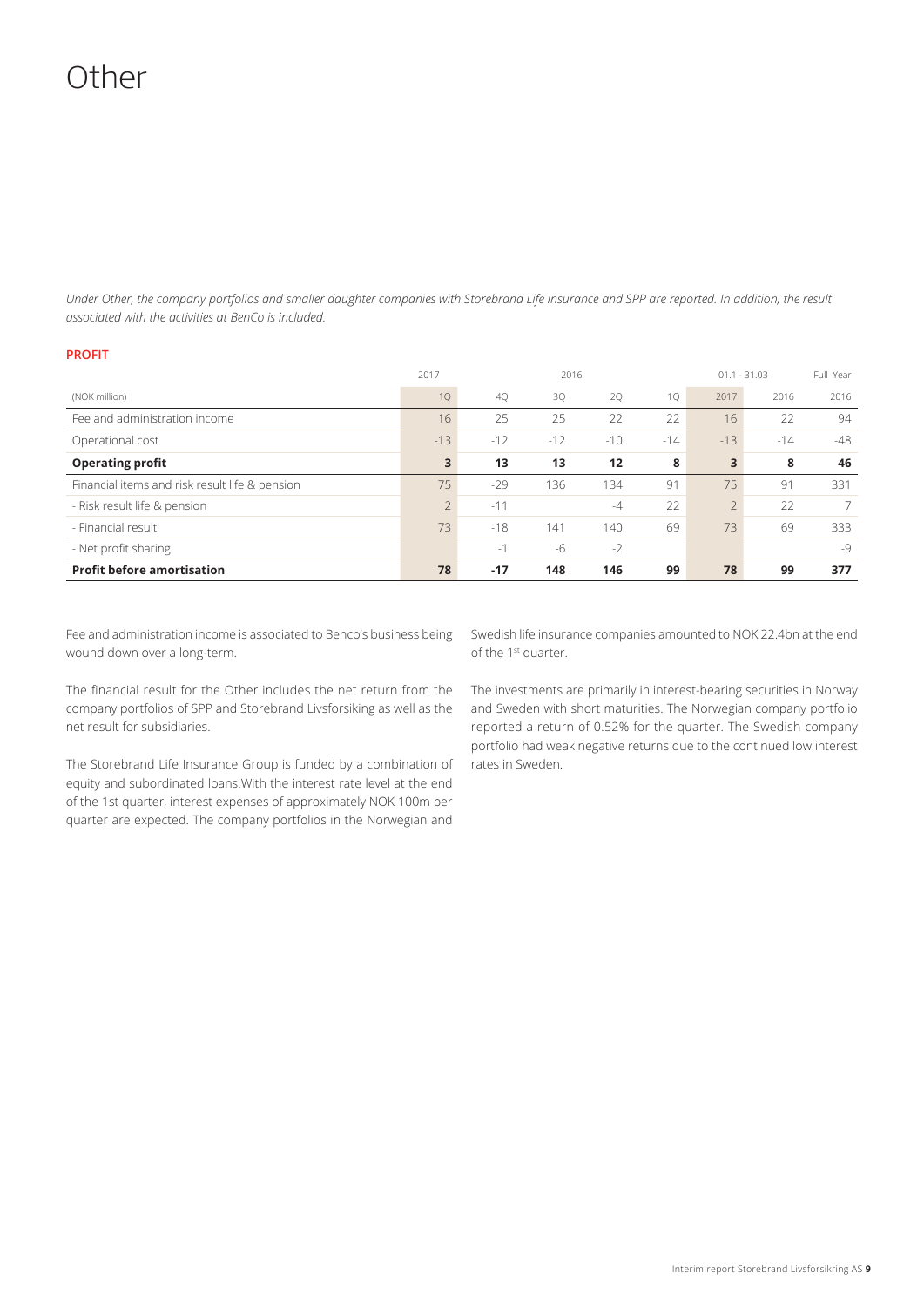# Other

*Under Other, the company portfolios and smaller daughter companies with Storebrand Life Insurance and SPP are reported. In addition, the result associated with the activities at BenCo is included.*

**PROFIT**

| | 2017 | 2016 | | | | 01.1 - 31.03 | | Full Year |
|---|---|---|---|---|---|---|---|---|
| (NOK million) | 1Q | 4Q | 3Q | 2Q | 1Q | 2017 | 2016 | 2016 |
| Fee and administration income | 16 | 25 | 25 | 22 | 22 | 16 | 22 | 94 |
| Operational cost | -13 | -12 | -12 | -10 | -14 | -13 | -14 | -48 |
| **Operating profit** | **3** | **13** | **13** | **12** | **8** | **3** | **8** | **46** |
| Financial items and risk result life & pension | 75 | -29 | 136 | 134 | 91 | 75 | 91 | 331 |
| - Risk result life & pension | 2 | -11 | | -4 | 22 | 2 | 22 | 7 |
| - Financial result | 73 | -18 | 141 | 140 | 69 | 73 | 69 | 333 |
| - Net profit sharing | | -1 | -6 | -2 | | | | -9 |
| **Profit before amortisation** | **78** | **-17** | **148** | **146** | **99** | **78** | **99** | **377** |

Fee and administration income is associated to Benco's business being wound down over a long-term.

The financial result for the Other includes the net return from the company portfolios of SPP and Storebrand Livsforsiking as well as the net result for subsidiaries.

The Storebrand Life Insurance Group is funded by a combination of equity and subordinated loans.With the interest rate level at the end of the 1st quarter, interest expenses of approximately NOK 100m per quarter are expected. The company portfolios in the Norwegian and Swedish life insurance companies amounted to NOK 22.4bn at the end of the 1st quarter.

The investments are primarily in interest-bearing securities in Norway and Sweden with short maturities. The Norwegian company portfolio reported a return of 0.52% for the quarter. The Swedish company portfolio had weak negative returns due to the continued low interest rates in Sweden.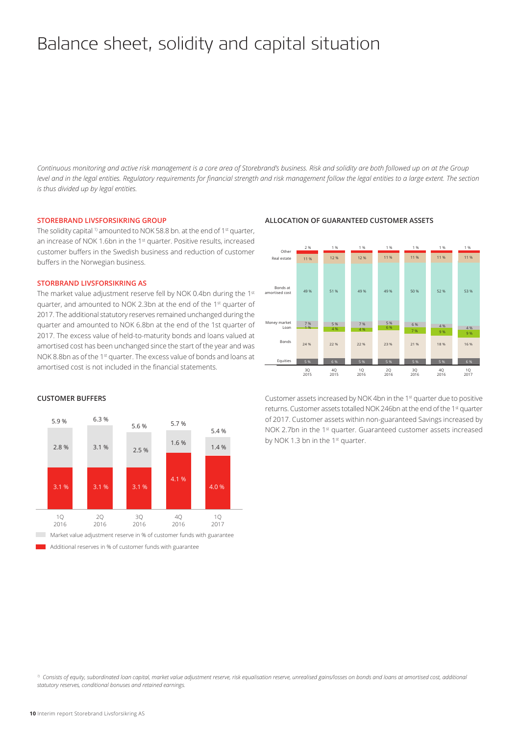# Balance sheet, solidity and capital situation

*Continuous monitoring and active risk management is a core area of Storebrand's business. Risk and solidity are both followed up on at the Group level and in the legal entities. Regulatory requirements for financial strength and risk management follow the legal entities to a large extent. The section is thus divided up by legal entities.*

### STOREBRAND LIVSFORSIKRING GROUP

The solidity capital [1] amounted to NOK 58.8 bn. at the end of 1st quarter, an increase of NOK 1.6bn in the 1st quarter. Positive results, increased customer buffers in the Swedish business and reduction of customer buffers in the Norwegian business.

### STORBRAND LIVSFORSIKRING AS

The market value adjustment reserve fell by NOK 0.4bn during the 1st quarter, and amounted to NOK 2.3bn at the end of the 1st quarter of 2017. The additional statutory reserves remained unchanged during the quarter and amounted to NOK 6.8bn at the end of the 1st quarter of 2017. The excess value of held-to-maturity bonds and loans valued at amortised cost has been unchanged since the start of the year and was NOK 8.8bn as of the 1st quarter. The excess value of bonds and loans at amortised cost is not included in the financial statements.

### ALLOCATION OF GUARANTEED CUSTOMER ASSETS

| | 3Q 2015 | 4Q 2015 | 1Q 2016 | 2Q 2016 | 3Q 2016 | 4Q 2016 | 1Q 2017 |
|---|---|---|---|---|---|---|---|
| Other | 2 % | 1 % | 1 % | 1 % | 1 % | 1 % | 1 % |
| Real estate | 11 % | 12 % | 12 % | 11 % | 11 % | 11 % | 11 % |
| Bonds at amortised cost | 49 % | 51 % | 49 % | 49 % | 50 % | 52 % | 53 % |
| Money market | 7 % | 5 % | 7 % | 5 % | 6 % | 4 % | 4 % |
| Loan | 1 % | 4 % | 4 % | 6 % | 7 % | 9 % | 9 % |
| Bonds | 24 % | 22 % | 22 % | 23 % | 21 % | 18 % | 16 % |
| Equities | 5 % | 6 % | 5 % | 5 % | 5 % | 5 % | 6 % |

### CUSTOMER BUFFERS

| | 1Q 2016 | 2Q 2016 | 3Q 2016 | 4Q 2016 | 1Q 2017 |
|---|---|---|---|---|---|
| Market value adjustment reserve in % of customer funds with guarantee | 2.8 % | 3.1 % | 2.5 % | 1.6 % | 1.4 % |
| Additional reserves in % of customer funds with guarantee | 3.1 % | 3.1 % | 3.1 % | 4.1 % | 4.0 % |
| Total | 5.9 % | 6.3 % | 5.6 % | 5.7 % | 5.4 % |

Customer assets increased by NOK 4bn in the 1st quarter due to positive returns. Customer assets totalled NOK 246bn at the end of the 1st quarter of 2017. Customer assets within non-guaranteed Savings increased by NOK 2.7bn in the 1st quarter. Guaranteed customer assets increased by NOK 1.3 bn in the 1st quarter.

*[1] Consists of equity, subordinated loan capital, market value adjustment reserve, risk equalisation reserve, unrealised gains/losses on bonds and loans at amortised cost, additional statutory reserves, conditional bonuses and retained earnings.*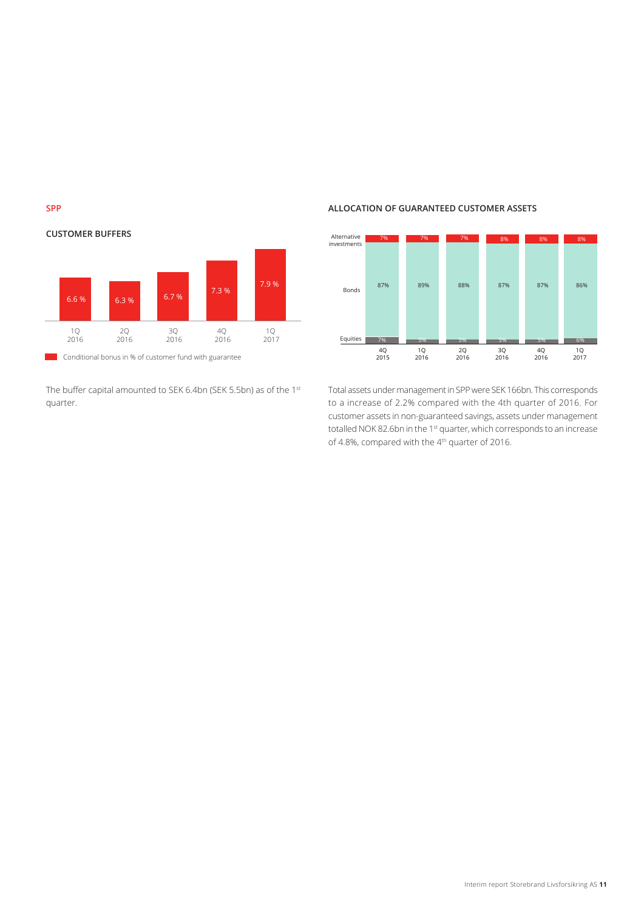## SPP

### CUSTOMER BUFFERS

| | 1Q 2016 | 2Q 2016 | 3Q 2016 | 4Q 2016 | 1Q 2017 |
|---|---|---|---|---|---|
| Conditional bonus in % of customer fund with guarantee | 6.6 % | 6.3 % | 6.7 % | 7.3 % | 7.9 % |

The buffer capital amounted to SEK 6.4bn (SEK 5.5bn) as of the 1st quarter.

### ALLOCATION OF GUARANTEED CUSTOMER ASSETS

| | 4Q 2015 | 1Q 2016 | 2Q 2016 | 3Q 2016 | 4Q 2016 | 1Q 2017 |
|---|---|---|---|---|---|---|
| Alternative investments | 7% | 7% | 7% | 8% | 8% | 8% |
| Bonds | 87% | 89% | 88% | 87% | 87% | 86% |
| Equities | 7% | 5% | 5% | 5% | 5% | 6% |

Total assets under management in SPP were SEK 166bn. This corresponds to a increase of 2.2% compared with the 4th quarter of 2016. For customer assets in non-guaranteed savings, assets under management totalled NOK 82.6bn in the 1st quarter, which corresponds to an increase of 4.8%, compared with the 4th quarter of 2016.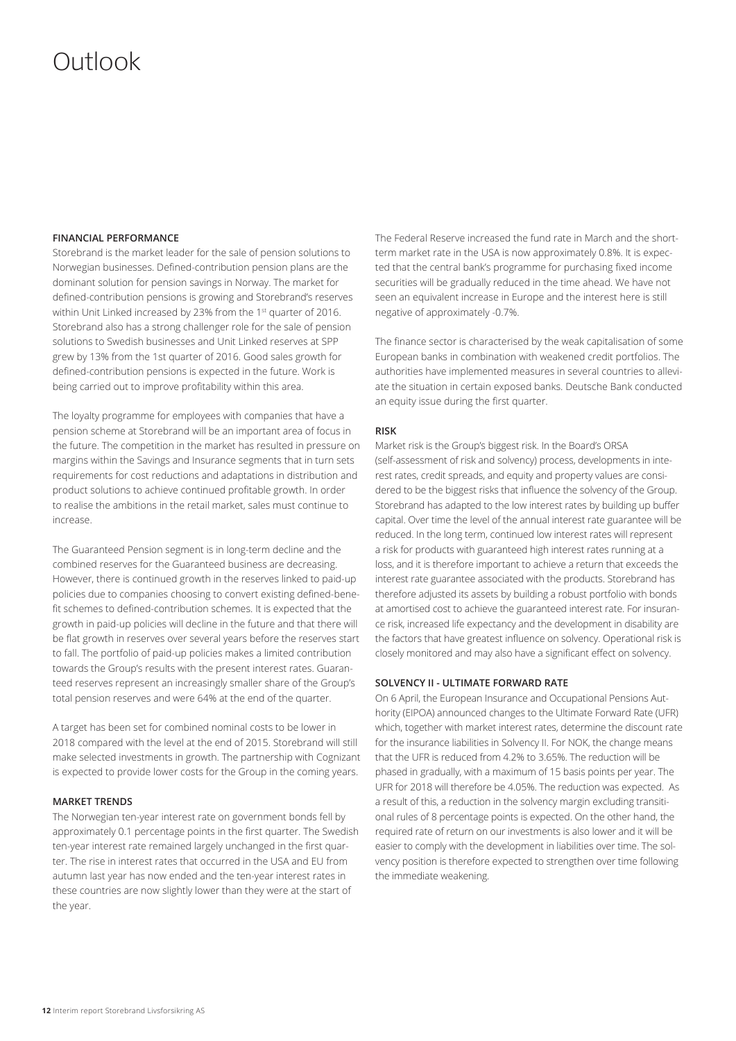# Outlook

### FINANCIAL PERFORMANCE

Storebrand is the market leader for the sale of pension solutions to Norwegian businesses. Defined-contribution pension plans are the dominant solution for pension savings in Norway. The market for defined-contribution pensions is growing and Storebrand's reserves within Unit Linked increased by 23% from the 1st quarter of 2016. Storebrand also has a strong challenger role for the sale of pension solutions to Swedish businesses and Unit Linked reserves at SPP grew by 13% from the 1st quarter of 2016. Good sales growth for defined-contribution pensions is expected in the future. Work is being carried out to improve profitability within this area.

The loyalty programme for employees with companies that have a pension scheme at Storebrand will be an important area of focus in the future. The competition in the market has resulted in pressure on margins within the Savings and Insurance segments that in turn sets requirements for cost reductions and adaptations in distribution and product solutions to achieve continued profitable growth. In order to realise the ambitions in the retail market, sales must continue to increase.

The Guaranteed Pension segment is in long-term decline and the combined reserves for the Guaranteed business are decreasing. However, there is continued growth in the reserves linked to paid-up policies due to companies choosing to convert existing defined-benefit schemes to defined-contribution schemes. It is expected that the growth in paid-up policies will decline in the future and that there will be flat growth in reserves over several years before the reserves start to fall. The portfolio of paid-up policies makes a limited contribution towards the Group's results with the present interest rates. Guaranteed reserves represent an increasingly smaller share of the Group's total pension reserves and were 64% at the end of the quarter.

A target has been set for combined nominal costs to be lower in 2018 compared with the level at the end of 2015. Storebrand will still make selected investments in growth. The partnership with Cognizant is expected to provide lower costs for the Group in the coming years.

### MARKET TRENDS

The Norwegian ten-year interest rate on government bonds fell by approximately 0.1 percentage points in the first quarter. The Swedish ten-year interest rate remained largely unchanged in the first quarter. The rise in interest rates that occurred in the USA and EU from autumn last year has now ended and the ten-year interest rates in these countries are now slightly lower than they were at the start of the year.

The Federal Reserve increased the fund rate in March and the short-term market rate in the USA is now approximately 0.8%. It is expected that the central bank's programme for purchasing fixed income securities will be gradually reduced in the time ahead. We have not seen an equivalent increase in Europe and the interest here is still negative of approximately -0.7%.

The finance sector is characterised by the weak capitalisation of some European banks in combination with weakened credit portfolios. The authorities have implemented measures in several countries to alleviate the situation in certain exposed banks. Deutsche Bank conducted an equity issue during the first quarter.

### RISK

Market risk is the Group's biggest risk. In the Board's ORSA (self-assessment of risk and solvency) process, developments in interest rates, credit spreads, and equity and property values are considered to be the biggest risks that influence the solvency of the Group. Storebrand has adapted to the low interest rates by building up buffer capital. Over time the level of the annual interest rate guarantee will be reduced. In the long term, continued low interest rates will represent a risk for products with guaranteed high interest rates running at a loss, and it is therefore important to achieve a return that exceeds the interest rate guarantee associated with the products. Storebrand has therefore adjusted its assets by building a robust portfolio with bonds at amortised cost to achieve the guaranteed interest rate. For insurance risk, increased life expectancy and the development in disability are the factors that have greatest influence on solvency. Operational risk is closely monitored and may also have a significant effect on solvency.

### SOLVENCY II - ULTIMATE FORWARD RATE

On 6 April, the European Insurance and Occupational Pensions Authority (EIPOA) announced changes to the Ultimate Forward Rate (UFR) which, together with market interest rates, determine the discount rate for the insurance liabilities in Solvency II. For NOK, the change means that the UFR is reduced from 4.2% to 3.65%. The reduction will be phased in gradually, with a maximum of 15 basis points per year. The UFR for 2018 will therefore be 4.05%. The reduction was expected. As a result of this, a reduction in the solvency margin excluding transitional rules of 8 percentage points is expected. On the other hand, the required rate of return on our investments is also lower and it will be easier to comply with the development in liabilities over time. The solvency position is therefore expected to strengthen over time following the immediate weakening.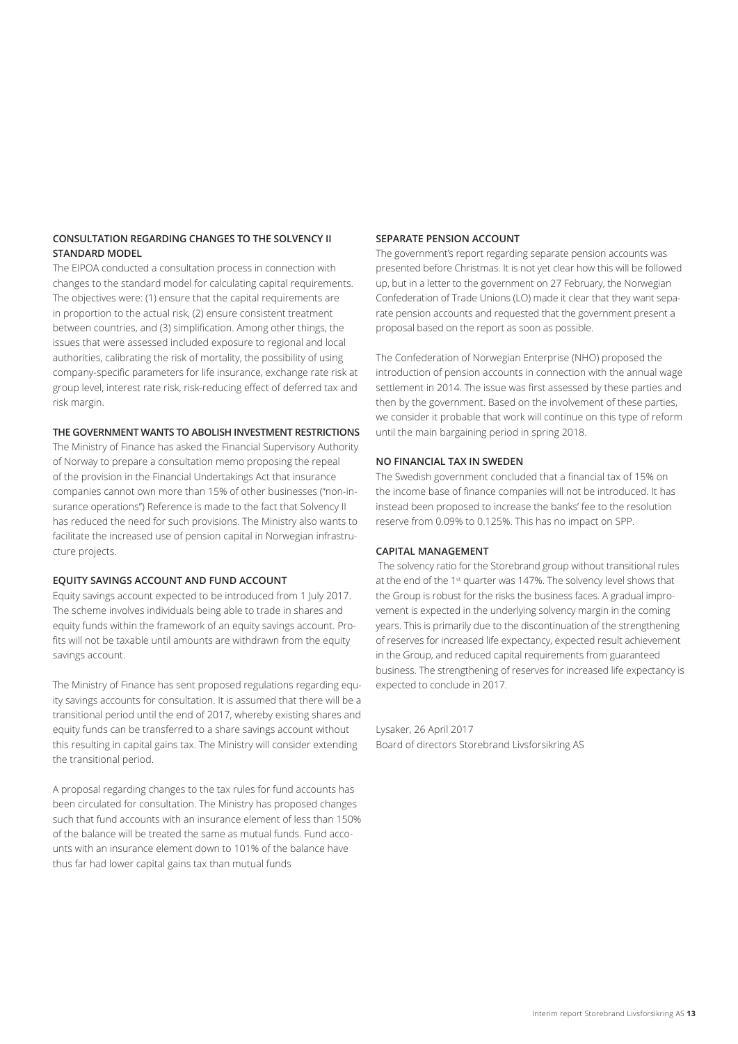### CONSULTATION REGARDING CHANGES TO THE SOLVENCY II STANDARD MODEL

The EIPOA conducted a consultation process in connection with changes to the standard model for calculating capital requirements. The objectives were: (1) ensure that the capital requirements are in proportion to the actual risk, (2) ensure consistent treatment between countries, and (3) simplification. Among other things, the issues that were assessed included exposure to regional and local authorities, calibrating the risk of mortality, the possibility of using company-specific parameters for life insurance, exchange rate risk at group level, interest rate risk, risk-reducing effect of deferred tax and risk margin.

### THE GOVERNMENT WANTS TO ABOLISH INVESTMENT RESTRICTIONS

The Ministry of Finance has asked the Financial Supervisory Authority of Norway to prepare a consultation memo proposing the repeal of the provision in the Financial Undertakings Act that insurance companies cannot own more than 15% of other businesses ("non-insurance operations") Reference is made to the fact that Solvency II has reduced the need for such provisions. The Ministry also wants to facilitate the increased use of pension capital in Norwegian infrastructure projects.

### EQUITY SAVINGS ACCOUNT AND FUND ACCOUNT

Equity savings account expected to be introduced from 1 July 2017. The scheme involves individuals being able to trade in shares and equity funds within the framework of an equity savings account. Profits will not be taxable until amounts are withdrawn from the equity savings account.

The Ministry of Finance has sent proposed regulations regarding equity savings accounts for consultation. It is assumed that there will be a transitional period until the end of 2017, whereby existing shares and equity funds can be transferred to a share savings account without this resulting in capital gains tax. The Ministry will consider extending the transitional period.

A proposal regarding changes to the tax rules for fund accounts has been circulated for consultation. The Ministry has proposed changes such that fund accounts with an insurance element of less than 150% of the balance will be treated the same as mutual funds. Fund accounts with an insurance element down to 101% of the balance have thus far had lower capital gains tax than mutual funds

### SEPARATE PENSION ACCOUNT

The government's report regarding separate pension accounts was presented before Christmas. It is not yet clear how this will be followed up, but in a letter to the government on 27 February, the Norwegian Confederation of Trade Unions (LO) made it clear that they want separate pension accounts and requested that the government present a proposal based on the report as soon as possible.

The Confederation of Norwegian Enterprise (NHO) proposed the introduction of pension accounts in connection with the annual wage settlement in 2014. The issue was first assessed by these parties and then by the government. Based on the involvement of these parties, we consider it probable that work will continue on this type of reform until the main bargaining period in spring 2018.

### NO FINANCIAL TAX IN SWEDEN

The Swedish government concluded that a financial tax of 15% on the income base of finance companies will not be introduced. It has instead been proposed to increase the banks' fee to the resolution reserve from 0.09% to 0.125%. This has no impact on SPP.

### CAPITAL MANAGEMENT

The solvency ratio for the Storebrand group without transitional rules at the end of the 1st quarter was 147%. The solvency level shows that the Group is robust for the risks the business faces. A gradual improvement is expected in the underlying solvency margin in the coming years. This is primarily due to the discontinuation of the strengthening of reserves for increased life expectancy, expected result achievement in the Group, and reduced capital requirements from guaranteed business. The strengthening of reserves for increased life expectancy is expected to conclude in 2017.

Lysaker, 26 April 2017
Board of directors Storebrand Livsforsikring AS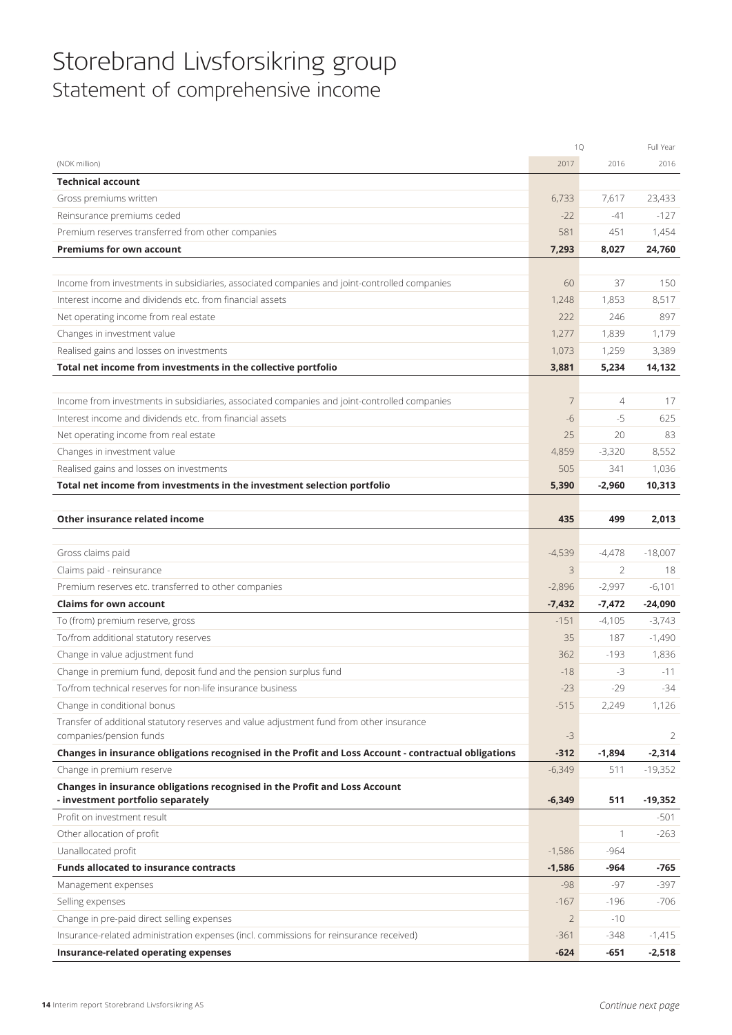# Storebrand Livsforsikring group

## Statement of comprehensive income

| (NOK million) | 1Q 2017 | 1Q 2016 | Full Year 2016 |
|---|---|---|---|
| **Technical account** | | | |
| Gross premiums written | 6,733 | 7,617 | 23,433 |
| Reinsurance premiums ceded | -22 | -41 | -127 |
| Premium reserves transferred from other companies | 581 | 451 | 1,454 |
| **Premiums for own account** | **7,293** | **8,027** | **24,760** |
| | | | |
| Income from investments in subsidiaries, associated companies and joint-controlled companies | 60 | 37 | 150 |
| Interest income and dividends etc. from financial assets | 1,248 | 1,853 | 8,517 |
| Net operating income from real estate | 222 | 246 | 897 |
| Changes in investment value | 1,277 | 1,839 | 1,179 |
| Realised gains and losses on investments | 1,073 | 1,259 | 3,389 |
| **Total net income from investments in the collective portfolio** | **3,881** | **5,234** | **14,132** |
| | | | |
| Income from investments in subsidiaries, associated companies and joint-controlled companies | 7 | 4 | 17 |
| Interest income and dividends etc. from financial assets | -6 | -5 | 625 |
| Net operating income from real estate | 25 | 20 | 83 |
| Changes in investment value | 4,859 | -3,320 | 8,552 |
| Realised gains and losses on investments | 505 | 341 | 1,036 |
| **Total net income from investments in the investment selection portfolio** | **5,390** | **-2,960** | **10,313** |
| | | | |
| **Other insurance related income** | **435** | **499** | **2,013** |
| | | | |
| Gross claims paid | -4,539 | -4,478 | -18,007 |
| Claims paid - reinsurance | 3 | 2 | 18 |
| Premium reserves etc. transferred to other companies | -2,896 | -2,997 | -6,101 |
| **Claims for own account** | **-7,432** | **-7,472** | **-24,090** |
| To (from) premium reserve, gross | -151 | -4,105 | -3,743 |
| To/from additional statutory reserves | 35 | 187 | -1,490 |
| Change in value adjustment fund | 362 | -193 | 1,836 |
| Change in premium fund, deposit fund and the pension surplus fund | -18 | -3 | -11 |
| To/from technical reserves for non-life insurance business | -23 | -29 | -34 |
| Change in conditional bonus | -515 | 2,249 | 1,126 |
| Transfer of additional statutory reserves and value adjustment fund from other insurance companies/pension funds | -3 | | 2 |
| **Changes in insurance obligations recognised in the Profit and Loss Account - contractual obligations** | **-312** | **-1,894** | **-2,314** |
| Change in premium reserve | -6,349 | 511 | -19,352 |
| **Changes in insurance obligations recognised in the Profit and Loss Account - investment portfolio separately** | **-6,349** | **511** | **-19,352** |
| Profit on investment result | | | -501 |
| Other allocation of profit | | 1 | -263 |
| Uanallocated profit | -1,586 | -964 | |
| **Funds allocated to insurance contracts** | **-1,586** | **-964** | **-765** |
| Management expenses | -98 | -97 | -397 |
| Selling expenses | -167 | -196 | -706 |
| Change in pre-paid direct selling expenses | 2 | -10 | |
| Insurance-related administration expenses (incl. commissions for reinsurance received) | -361 | -348 | -1,415 |
| **Insurance-related operating expenses** | **-624** | **-651** | **-2,518** |

*Continue next page*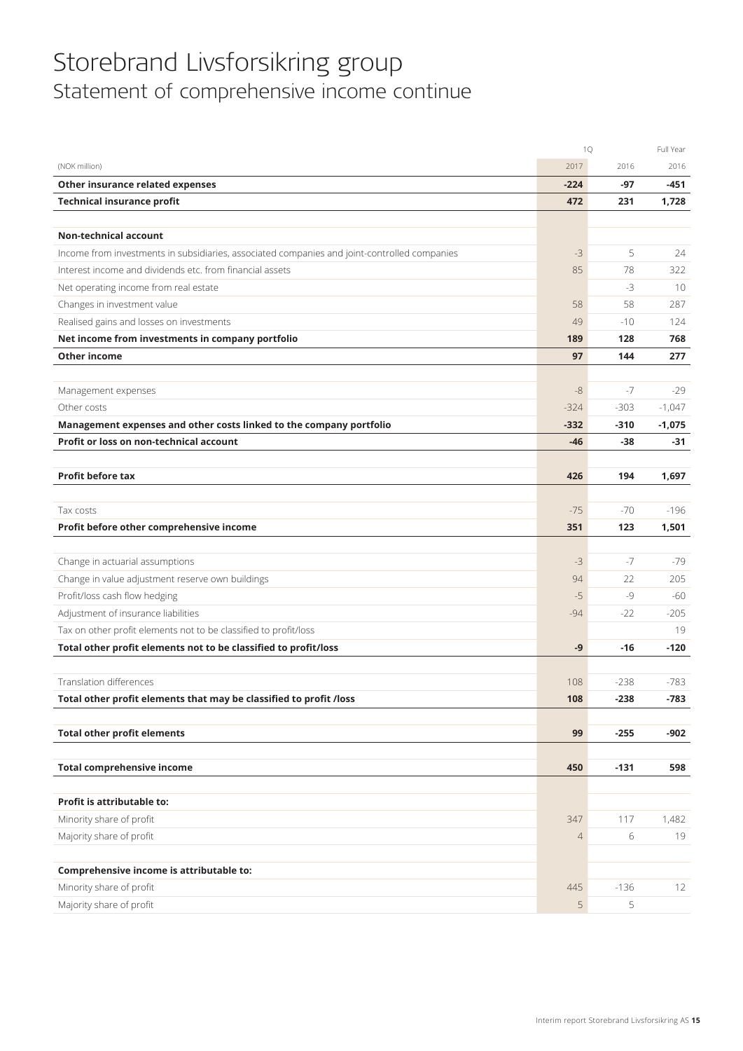# Storebrand Livsforsikring group

## Statement of comprehensive income continue

| (NOK million) | 1Q 2017 | 1Q 2016 | Full Year 2016 |
|---|---|---|---|
| **Other insurance related expenses** | **-224** | **-97** | **-451** |
| **Technical insurance profit** | **472** | **231** | **1,728** |
| | | | |
| **Non-technical account** | | | |
| Income from investments in subsidiaries, associated companies and joint-controlled companies | -3 | 5 | 24 |
| Interest income and dividends etc. from financial assets | 85 | 78 | 322 |
| Net operating income from real estate | | -3 | 10 |
| Changes in investment value | 58 | 58 | 287 |
| Realised gains and losses on investments | 49 | -10 | 124 |
| **Net income from investments in company portfolio** | **189** | **128** | **768** |
| **Other income** | **97** | **144** | **277** |
| | | | |
| Management expenses | -8 | -7 | -29 |
| Other costs | -324 | -303 | -1,047 |
| **Management expenses and other costs linked to the company portfolio** | **-332** | **-310** | **-1,075** |
| **Profit or loss on non-technical account** | **-46** | **-38** | **-31** |
| | | | |
| **Profit before tax** | **426** | **194** | **1,697** |
| | | | |
| Tax costs | -75 | -70 | -196 |
| **Profit before other comprehensive income** | **351** | **123** | **1,501** |
| | | | |
| Change in actuarial assumptions | -3 | -7 | -79 |
| Change in value adjustment reserve own buildings | 94 | 22 | 205 |
| Profit/loss cash flow hedging | -5 | -9 | -60 |
| Adjustment of insurance liabilities | -94 | -22 | -205 |
| Tax on other profit elements not to be classified to profit/loss | | | 19 |
| **Total other profit elements not to be classified to profit/loss** | **-9** | **-16** | **-120** |
| | | | |
| Translation differences | 108 | -238 | -783 |
| **Total other profit elements that may be classified to profit /loss** | **108** | **-238** | **-783** |
| | | | |
| **Total other profit elements** | **99** | **-255** | **-902** |
| | | | |
| **Total comprehensive income** | **450** | **-131** | **598** |
| | | | |
| **Profit is attributable to:** | | | |
| Minority share of profit | 347 | 117 | 1,482 |
| Majority share of profit | 4 | 6 | 19 |
| | | | |
| **Comprehensive income is attributable to:** | | | |
| Minority share of profit | 445 | -136 | 12 |
| Majority share of profit | 5 | 5 | |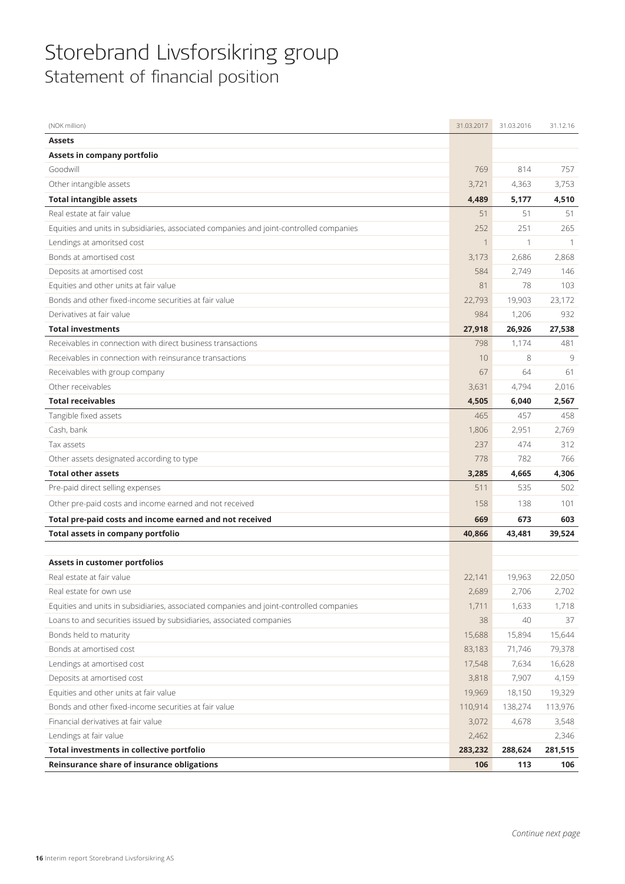# Storebrand Livsforsikring group

## Statement of financial position

| (NOK million) | 31.03.2017 | 31.03.2016 | 31.12.16 |
|---|---|---|---|
| **Assets** | | | |
| **Assets in company portfolio** | | | |
| Goodwill | 769 | 814 | 757 |
| Other intangible assets | 3,721 | 4,363 | 3,753 |
| **Total intangible assets** | **4,489** | **5,177** | **4,510** |
| Real estate at fair value | 51 | 51 | 51 |
| Equities and units in subsidiaries, associated companies and joint-controlled companies | 252 | 251 | 265 |
| Lendings at amoritsed cost | 1 | 1 | 1 |
| Bonds at amortised cost | 3,173 | 2,686 | 2,868 |
| Deposits at amortised cost | 584 | 2,749 | 146 |
| Equities and other units at fair value | 81 | 78 | 103 |
| Bonds and other fixed-income securities at fair value | 22,793 | 19,903 | 23,172 |
| Derivatives at fair value | 984 | 1,206 | 932 |
| **Total investments** | **27,918** | **26,926** | **27,538** |
| Receivables in connection with direct business transactions | 798 | 1,174 | 481 |
| Receivables in connection with reinsurance transactions | 10 | 8 | 9 |
| Receivables with group company | 67 | 64 | 61 |
| Other receivables | 3,631 | 4,794 | 2,016 |
| **Total receivables** | **4,505** | **6,040** | **2,567** |
| Tangible fixed assets | 465 | 457 | 458 |
| Cash, bank | 1,806 | 2,951 | 2,769 |
| Tax assets | 237 | 474 | 312 |
| Other assets designated according to type | 778 | 782 | 766 |
| **Total other assets** | **3,285** | **4,665** | **4,306** |
| Pre-paid direct selling expenses | 511 | 535 | 502 |
| Other pre-paid costs and income earned and not received | 158 | 138 | 101 |
| **Total pre-paid costs and income earned and not received** | **669** | **673** | **603** |
| **Total assets in company portfolio** | **40,866** | **43,481** | **39,524** |
| | | | |
| **Assets in customer portfolios** | | | |
| Real estate at fair value | 22,141 | 19,963 | 22,050 |
| Real estate for own use | 2,689 | 2,706 | 2,702 |
| Equities and units in subsidiaries, associated companies and joint-controlled companies | 1,711 | 1,633 | 1,718 |
| Loans to and securities issued by subsidiaries, associated companies | 38 | 40 | 37 |
| Bonds held to maturity | 15,688 | 15,894 | 15,644 |
| Bonds at amortised cost | 83,183 | 71,746 | 79,378 |
| Lendings at amortised cost | 17,548 | 7,634 | 16,628 |
| Deposits at amortised cost | 3,818 | 7,907 | 4,159 |
| Equities and other units at fair value | 19,969 | 18,150 | 19,329 |
| Bonds and other fixed-income securities at fair value | 110,914 | 138,274 | 113,976 |
| Financial derivatives at fair value | 3,072 | 4,678 | 3,548 |
| Lendings at fair value | 2,462 | | 2,346 |
| **Total investments in collective portfolio** | **283,232** | **288,624** | **281,515** |
| **Reinsurance share of insurance obligations** | **106** | **113** | **106** |

*Continue next page*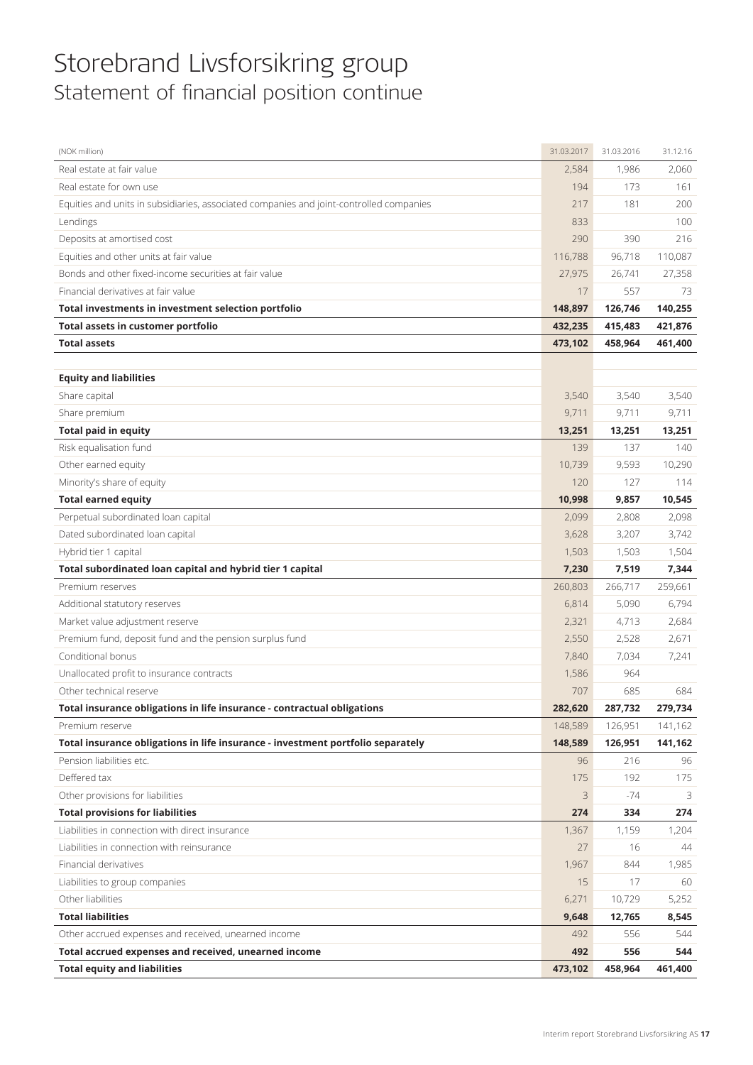# Storebrand Livsforsikring group

## Statement of financial position continue

| (NOK million) | 31.03.2017 | 31.03.2016 | 31.12.16 |
|---|---|---|---|
| Real estate at fair value | 2,584 | 1,986 | 2,060 |
| Real estate for own use | 194 | 173 | 161 |
| Equities and units in subsidiaries, associated companies and joint-controlled companies | 217 | 181 | 200 |
| Lendings | 833 | | 100 |
| Deposits at amortised cost | 290 | 390 | 216 |
| Equities and other units at fair value | 116,788 | 96,718 | 110,087 |
| Bonds and other fixed-income securities at fair value | 27,975 | 26,741 | 27,358 |
| Financial derivatives at fair value | 17 | 557 | 73 |
| **Total investments in investment selection portfolio** | **148,897** | **126,746** | **140,255** |
| **Total assets in customer portfolio** | **432,235** | **415,483** | **421,876** |
| **Total assets** | **473,102** | **458,964** | **461,400** |
| | | | |
| **Equity and liabilities** | | | |
| Share capital | 3,540 | 3,540 | 3,540 |
| Share premium | 9,711 | 9,711 | 9,711 |
| **Total paid in equity** | **13,251** | **13,251** | **13,251** |
| Risk equalisation fund | 139 | 137 | 140 |
| Other earned equity | 10,739 | 9,593 | 10,290 |
| Minority's share of equity | 120 | 127 | 114 |
| **Total earned equity** | **10,998** | **9,857** | **10,545** |
| Perpetual subordinated loan capital | 2,099 | 2,808 | 2,098 |
| Dated subordinated loan capital | 3,628 | 3,207 | 3,742 |
| Hybrid tier 1 capital | 1,503 | 1,503 | 1,504 |
| **Total subordinated loan capital and hybrid tier 1 capital** | **7,230** | **7,519** | **7,344** |
| Premium reserves | 260,803 | 266,717 | 259,661 |
| Additional statutory reserves | 6,814 | 5,090 | 6,794 |
| Market value adjustment reserve | 2,321 | 4,713 | 2,684 |
| Premium fund, deposit fund and the pension surplus fund | 2,550 | 2,528 | 2,671 |
| Conditional bonus | 7,840 | 7,034 | 7,241 |
| Unallocated profit to insurance contracts | 1,586 | 964 | |
| Other technical reserve | 707 | 685 | 684 |
| **Total insurance obligations in life insurance - contractual obligations** | **282,620** | **287,732** | **279,734** |
| Premium reserve | 148,589 | 126,951 | 141,162 |
| **Total insurance obligations in life insurance - investment portfolio separately** | **148,589** | **126,951** | **141,162** |
| Pension liabilities etc. | 96 | 216 | 96 |
| Deffered tax | 175 | 192 | 175 |
| Other provisions for liabilities | 3 | -74 | 3 |
| **Total provisions for liabilities** | **274** | **334** | **274** |
| Liabilities in connection with direct insurance | 1,367 | 1,159 | 1,204 |
| Liabilities in connection with reinsurance | 27 | 16 | 44 |
| Financial derivatives | 1,967 | 844 | 1,985 |
| Liabilities to group companies | 15 | 17 | 60 |
| Other liabilities | 6,271 | 10,729 | 5,252 |
| **Total liabilities** | **9,648** | **12,765** | **8,545** |
| Other accrued expenses and received, unearned income | 492 | 556 | 544 |
| **Total accrued expenses and received, unearned income** | **492** | **556** | **544** |
| **Total equity and liabilities** | **473,102** | **458,964** | **461,400** |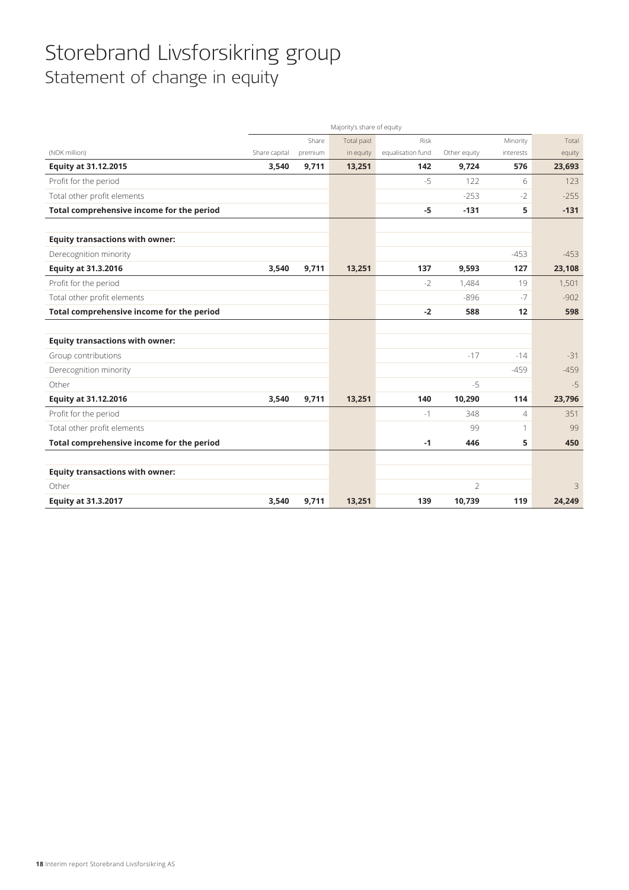# Storebrand Livsforsikring group

## Statement of change in equity

| | Majority's share of equity | | | | | | |
|---|---|---|---|---|---|---|---|
| (NOK million) | Share capital | Share premium | Total paid in equity | Risk equalisation fund | Other equity | Minority interests | Total equity |
| **Equity at 31.12.2015** | **3,540** | **9,711** | **13,251** | **142** | **9,724** | **576** | **23,693** |
| Profit for the period | | | | -5 | 122 | 6 | 123 |
| Total other profit elements | | | | | -253 | -2 | -255 |
| **Total comprehensive income for the period** | | | | **-5** | **-131** | **5** | **-131** |
| | | | | | | | |
| **Equity transactions with owner:** | | | | | | | |
| Derecognition minority | | | | | | -453 | -453 |
| **Equity at 31.3.2016** | **3,540** | **9,711** | **13,251** | **137** | **9,593** | **127** | **23,108** |
| Profit for the period | | | | -2 | 1,484 | 19 | 1,501 |
| Total other profit elements | | | | | -896 | -7 | -902 |
| **Total comprehensive income for the period** | | | | **-2** | **588** | **12** | **598** |
| | | | | | | | |
| **Equity transactions with owner:** | | | | | | | |
| Group contributions | | | | | -17 | -14 | -31 |
| Derecognition minority | | | | | | -459 | -459 |
| Other | | | | | -5 | | -5 |
| **Equity at 31.12.2016** | **3,540** | **9,711** | **13,251** | **140** | **10,290** | **114** | **23,796** |
| Profit for the period | | | | -1 | 348 | 4 | 351 |
| Total other profit elements | | | | | 99 | 1 | 99 |
| **Total comprehensive income for the period** | | | | **-1** | **446** | **5** | **450** |
| | | | | | | | |
| **Equity transactions with owner:** | | | | | | | |
| Other | | | | | 2 | | 3 |
| **Equity at 31.3.2017** | **3,540** | **9,711** | **13,251** | **139** | **10,739** | **119** | **24,249** |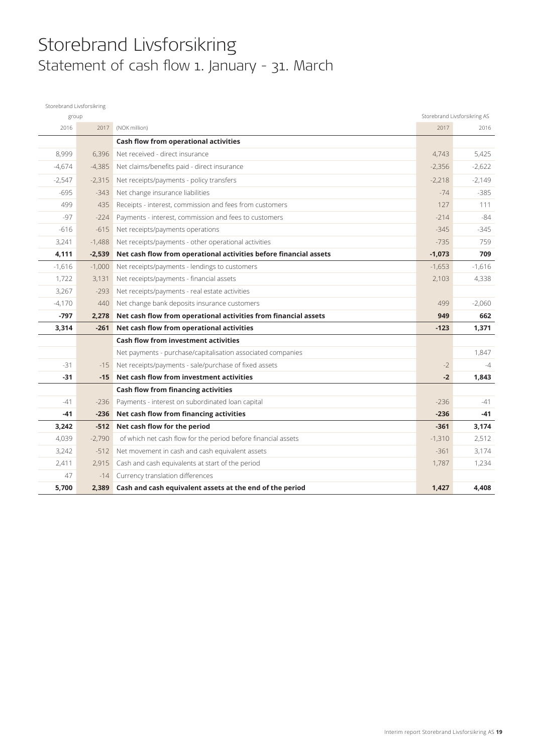# Storebrand Livsforsikring
## Statement of cash flow 1. January - 31. March

| Storebrand Livsforsikring group | | | Storebrand Livsforsikring AS | |
|---|---|---|---|---|
| 2016 | 2017 | (NOK million) | 2017 | 2016 |
| | | **Cash flow from operational activities** | | |
| 8,999 | 6,396 | Net received - direct insurance | 4,743 | 5,425 |
| -4,674 | -4,385 | Net claims/benefits paid - direct insurance | -2,356 | -2,622 |
| -2,547 | -2,315 | Net receipts/payments - policy transfers | -2,218 | -2,149 |
| -695 | -343 | Net change insurance liabilities | -74 | -385 |
| 499 | 435 | Receipts - interest, commission and fees from customers | 127 | 111 |
| -97 | -224 | Payments - interest, commission and fees to customers | -214 | -84 |
| -616 | -615 | Net receipts/payments operations | -345 | -345 |
| 3,241 | -1,488 | Net receipts/payments - other operational activities | -735 | 759 |
| **4,111** | **-2,539** | **Net cash flow from operational activities before financial assets** | **-1,073** | **709** |
| -1,616 | -1,000 | Net receipts/payments - lendings to customers | -1,653 | -1,616 |
| 1,722 | 3,131 | Net receipts/payments - financial assets | 2,103 | 4,338 |
| 3,267 | -293 | Net receipts/payments - real estate activities | | |
| -4,170 | 440 | Net change bank deposits insurance customers | 499 | -2,060 |
| **-797** | **2,278** | **Net cash flow from operational activities from financial assets** | **949** | **662** |
| **3,314** | **-261** | **Net cash flow from operational activities** | **-123** | **1,371** |
| | | **Cash flow from investment activities** | | |
| | | Net payments - purchase/capitalisation associated companies | | 1,847 |
| -31 | -15 | Net receipts/payments - sale/purchase of fixed assets | -2 | -4 |
| **-31** | **-15** | **Net cash flow from investment activities** | **-2** | **1,843** |
| | | **Cash flow from financing activities** | | |
| -41 | -236 | Payments - interest on subordinated loan capital | -236 | -41 |
| **-41** | **-236** | **Net cash flow from financing activities** | **-236** | **-41** |
| **3,242** | **-512** | **Net cash flow for the period** | **-361** | **3,174** |
| 4,039 | -2,790 | of which net cash flow for the period before financial assets | -1,310 | 2,512 |
| 3,242 | -512 | Net movement in cash and cash equivalent assets | -361 | 3,174 |
| 2,411 | 2,915 | Cash and cash equivalents at start of the period | 1,787 | 1,234 |
| 47 | -14 | Currency translation differences | | |
| **5,700** | **2,389** | **Cash and cash equivalent assets at the end of the period** | **1,427** | **4,408** |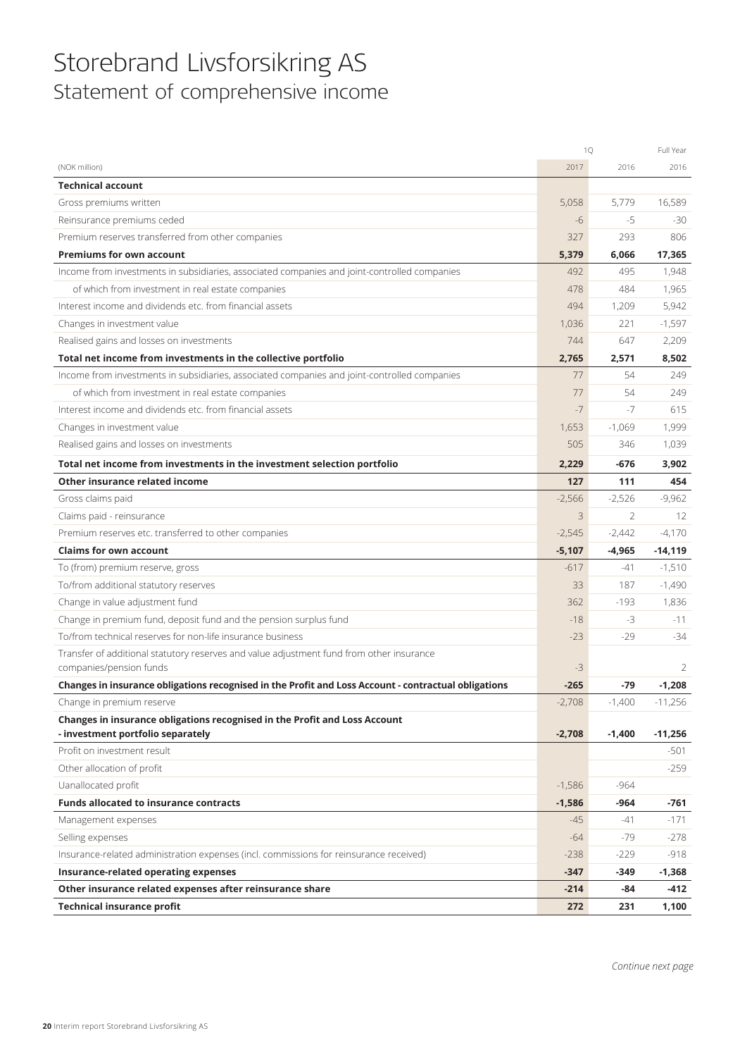# Storebrand Livsforsikring AS
## Statement of comprehensive income

| (NOK million) | 1Q 2017 | 1Q 2016 | Full Year 2016 |
|---|---|---|---|
| **Technical account** | | | |
| Gross premiums written | 5,058 | 5,779 | 16,589 |
| Reinsurance premiums ceded | -6 | -5 | -30 |
| Premium reserves transferred from other companies | 327 | 293 | 806 |
| **Premiums for own account** | **5,379** | **6,066** | **17,365** |
| Income from investments in subsidiaries, associated companies and joint-controlled companies | 492 | 495 | 1,948 |
| of which from investment in real estate companies | 478 | 484 | 1,965 |
| Interest income and dividends etc. from financial assets | 494 | 1,209 | 5,942 |
| Changes in investment value | 1,036 | 221 | -1,597 |
| Realised gains and losses on investments | 744 | 647 | 2,209 |
| **Total net income from investments in the collective portfolio** | **2,765** | **2,571** | **8,502** |
| Income from investments in subsidiaries, associated companies and joint-controlled companies | 77 | 54 | 249 |
| of which from investment in real estate companies | 77 | 54 | 249 |
| Interest income and dividends etc. from financial assets | -7 | -7 | 615 |
| Changes in investment value | 1,653 | -1,069 | 1,999 |
| Realised gains and losses on investments | 505 | 346 | 1,039 |
| **Total net income from investments in the investment selection portfolio** | **2,229** | **-676** | **3,902** |
| **Other insurance related income** | **127** | **111** | **454** |
| Gross claims paid | -2,566 | -2,526 | -9,962 |
| Claims paid - reinsurance | 3 | 2 | 12 |
| Premium reserves etc. transferred to other companies | -2,545 | -2,442 | -4,170 |
| **Claims for own account** | **-5,107** | **-4,965** | **-14,119** |
| To (from) premium reserve, gross | -617 | -41 | -1,510 |
| To/from additional statutory reserves | 33 | 187 | -1,490 |
| Change in value adjustment fund | 362 | -193 | 1,836 |
| Change in premium fund, deposit fund and the pension surplus fund | -18 | -3 | -11 |
| To/from technical reserves for non-life insurance business | -23 | -29 | -34 |
| Transfer of additional statutory reserves and value adjustment fund from other insurance companies/pension funds | -3 | | 2 |
| **Changes in insurance obligations recognised in the Profit and Loss Account - contractual obligations** | **-265** | **-79** | **-1,208** |
| Change in premium reserve | -2,708 | -1,400 | -11,256 |
| **Changes in insurance obligations recognised in the Profit and Loss Account - investment portfolio separately** | **-2,708** | **-1,400** | **-11,256** |
| Profit on investment result | | | -501 |
| Other allocation of profit | | | -259 |
| Uanallocated profit | -1,586 | -964 | |
| **Funds allocated to insurance contracts** | **-1,586** | **-964** | **-761** |
| Management expenses | -45 | -41 | -171 |
| Selling expenses | -64 | -79 | -278 |
| Insurance-related administration expenses (incl. commissions for reinsurance received) | -238 | -229 | -918 |
| **Insurance-related operating expenses** | **-347** | **-349** | **-1,368** |
| **Other insurance related expenses after reinsurance share** | **-214** | **-84** | **-412** |
| **Technical insurance profit** | **272** | **231** | **1,100** |

*Continue next page*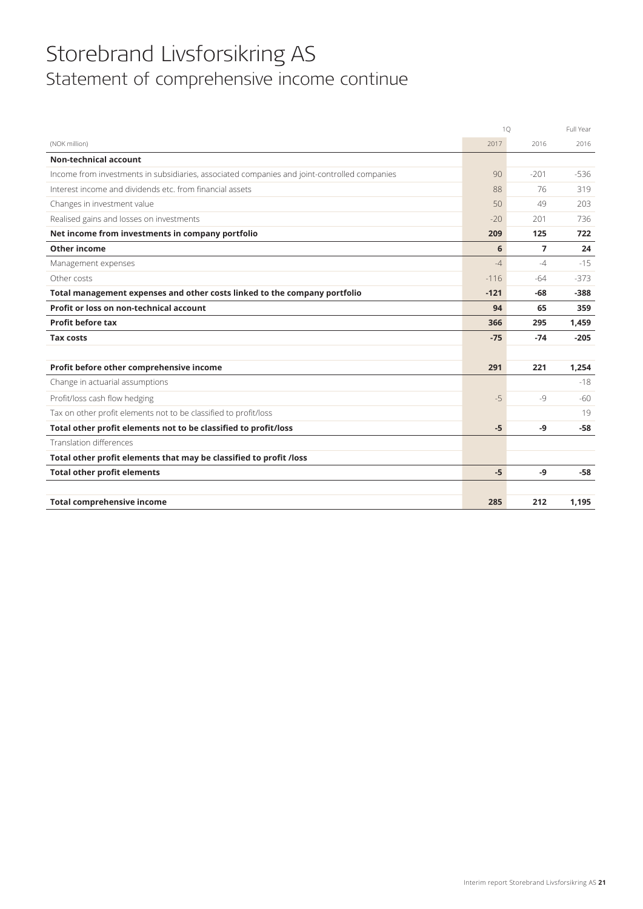# Storebrand Livsforsikring AS

## Statement of comprehensive income continue

| (NOK million) | 1Q 2017 | 1Q 2016 | Full Year 2016 |
|---|---|---|---|
| **Non-technical account** | | | |
| Income from investments in subsidiaries, associated companies and joint-controlled companies | 90 | -201 | -536 |
| Interest income and dividends etc. from financial assets | 88 | 76 | 319 |
| Changes in investment value | 50 | 49 | 203 |
| Realised gains and losses on investments | -20 | 201 | 736 |
| **Net income from investments in company portfolio** | **209** | **125** | **722** |
| **Other income** | **6** | **7** | **24** |
| Management expenses | -4 | -4 | -15 |
| Other costs | -116 | -64 | -373 |
| **Total management expenses and other costs linked to the company portfolio** | **-121** | **-68** | **-388** |
| **Profit or loss on non-technical account** | **94** | **65** | **359** |
| **Profit before tax** | **366** | **295** | **1,459** |
| **Tax costs** | **-75** | **-74** | **-205** |
| | | | |
| **Profit before other comprehensive income** | **291** | **221** | **1,254** |
| Change in actuarial assumptions | | | -18 |
| Profit/loss cash flow hedging | -5 | -9 | -60 |
| Tax on other profit elements not to be classified to profit/loss | | | 19 |
| **Total other profit elements not to be classified to profit/loss** | **-5** | **-9** | **-58** |
| Translation differences | | | |
| **Total other profit elements that may be classified to profit /loss** | | | |
| **Total other profit elements** | **-5** | **-9** | **-58** |
| | | | |
| **Total comprehensive income** | **285** | **212** | **1,195** |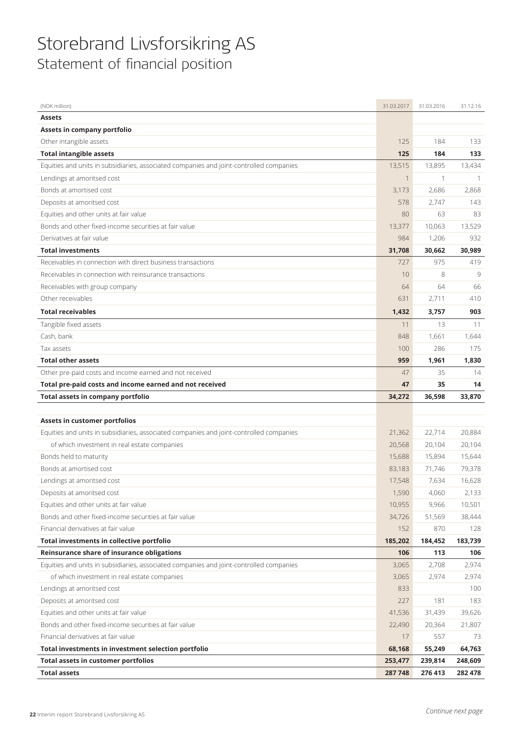# Storebrand Livsforsikring AS
## Statement of financial position

| (NOK million) | 31.03.2017 | 31.03.2016 | 31.12.16 |
|---|---|---|---|
| **Assets** | | | |
| **Assets in company portfolio** | | | |
| Other intangible assets | 125 | 184 | 133 |
| **Total intangible assets** | **125** | **184** | **133** |
| Equities and units in subsidiaries, associated companies and joint-controlled companies | 13,515 | 13,895 | 13,434 |
| Lendings at amoritsed cost | 1 | 1 | 1 |
| Bonds at amortised cost | 3,173 | 2,686 | 2,868 |
| Deposits at amoritsed cost | 578 | 2,747 | 143 |
| Equities and other units at fair value | 80 | 63 | 83 |
| Bonds and other fixed-income securities at fair value | 13,377 | 10,063 | 13,529 |
| Derivatives at fair value | 984 | 1,206 | 932 |
| **Total investments** | **31,708** | **30,662** | **30,989** |
| Receivables in connection with direct business transactions | 727 | 975 | 419 |
| Receivables in connection with reinsurance transactions | 10 | 8 | 9 |
| Receivables with group company | 64 | 64 | 66 |
| Other receivables | 631 | 2,711 | 410 |
| **Total receivables** | **1,432** | **3,757** | **903** |
| Tangible fixed assets | 11 | 13 | 11 |
| Cash, bank | 848 | 1,661 | 1,644 |
| Tax assets | 100 | 286 | 175 |
| **Total other assets** | **959** | **1,961** | **1,830** |
| Other pre-paid costs and income earned and not received | 47 | 35 | 14 |
| **Total pre-paid costs and income earned and not received** | **47** | **35** | **14** |
| **Total assets in company portfolio** | **34,272** | **36,598** | **33,870** |
| | | | |
| **Assets in customer portfolios** | | | |
| Equities and units in subsidiaries, associated companies and joint-controlled companies | 21,362 | 22,714 | 20,884 |
| of which investment in real estate companies | 20,568 | 20,104 | 20,104 |
| Bonds held to maturity | 15,688 | 15,894 | 15,644 |
| Bonds at amortised cost | 83,183 | 71,746 | 79,378 |
| Lendings at amoritsed cost | 17,548 | 7,634 | 16,628 |
| Deposits at amoritsed cost | 1,590 | 4,060 | 2,133 |
| Equities and other units at fair value | 10,955 | 9,966 | 10,501 |
| Bonds and other fixed-income securities at fair value | 34,726 | 51,569 | 38,444 |
| Financial derivatives at fair value | 152 | 870 | 128 |
| **Total investments in collective portfolio** | **185,202** | **184,452** | **183,739** |
| **Reinsurance share of insurance obligations** | **106** | **113** | **106** |
| Equities and units in subsidiaries, associated companies and joint-controlled companies | 3,065 | 2,708 | 2,974 |
| of which investment in real estate companies | 3,065 | 2,974 | 2,974 |
| Lendings at amoritsed cost | 833 | | 100 |
| Deposits at amoritsed cost | 227 | 181 | 183 |
| Equities and other units at fair value | 41,536 | 31,439 | 39,626 |
| Bonds and other fixed-income securities at fair value | 22,490 | 20,364 | 21,807 |
| Financial derivatives at fair value | 17 | 557 | 73 |
| **Total investments in investment selection portfolio** | **68,168** | **55,249** | **64,763** |
| **Total assets in customer portfolios** | **253,477** | **239,814** | **248,609** |
| **Total assets** | **287 748** | **276 413** | **282 478** |

*Continue next page*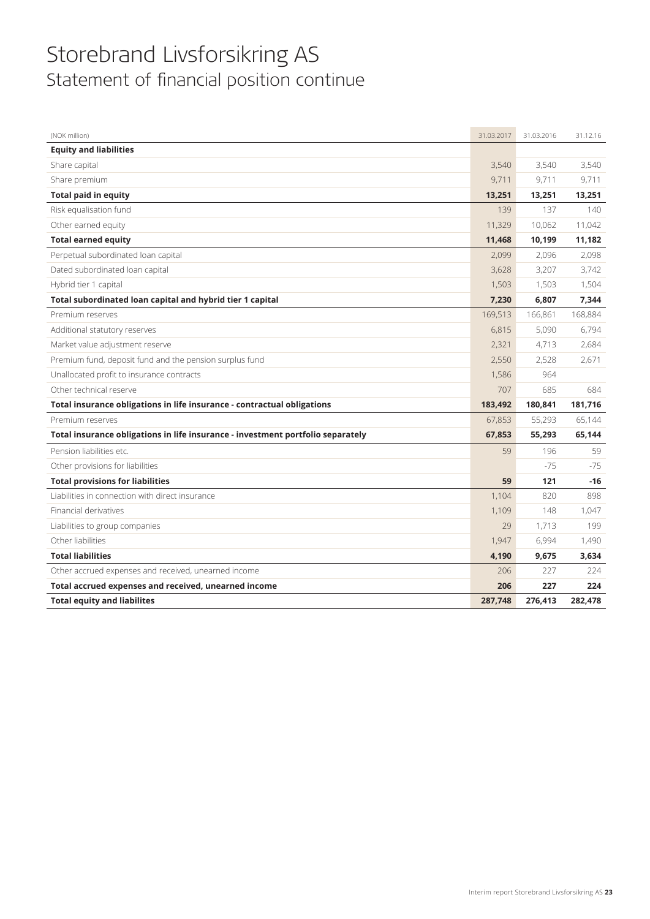# Storebrand Livsforsikring AS
## Statement of financial position continue

| (NOK million) | 31.03.2017 | 31.03.2016 | 31.12.16 |
|---|---|---|---|
| **Equity and liabilities** | | | |
| Share capital | 3,540 | 3,540 | 3,540 |
| Share premium | 9,711 | 9,711 | 9,711 |
| **Total paid in equity** | **13,251** | **13,251** | **13,251** |
| Risk equalisation fund | 139 | 137 | 140 |
| Other earned equity | 11,329 | 10,062 | 11,042 |
| **Total earned equity** | **11,468** | **10,199** | **11,182** |
| Perpetual subordinated loan capital | 2,099 | 2,096 | 2,098 |
| Dated subordinated loan capital | 3,628 | 3,207 | 3,742 |
| Hybrid tier 1 capital | 1,503 | 1,503 | 1,504 |
| **Total subordinated loan capital and hybrid tier 1 capital** | **7,230** | **6,807** | **7,344** |
| Premium reserves | 169,513 | 166,861 | 168,884 |
| Additional statutory reserves | 6,815 | 5,090 | 6,794 |
| Market value adjustment reserve | 2,321 | 4,713 | 2,684 |
| Premium fund, deposit fund and the pension surplus fund | 2,550 | 2,528 | 2,671 |
| Unallocated profit to insurance contracts | 1,586 | 964 | |
| Other technical reserve | 707 | 685 | 684 |
| **Total insurance obligations in life insurance - contractual obligations** | **183,492** | **180,841** | **181,716** |
| Premium reserves | 67,853 | 55,293 | 65,144 |
| **Total insurance obligations in life insurance - investment portfolio separately** | **67,853** | **55,293** | **65,144** |
| Pension liabilities etc. | 59 | 196 | 59 |
| Other provisions for liabilities | | -75 | -75 |
| **Total provisions for liabilities** | **59** | **121** | **-16** |
| Liabilities in connection with direct insurance | 1,104 | 820 | 898 |
| Financial derivatives | 1,109 | 148 | 1,047 |
| Liabilities to group companies | 29 | 1,713 | 199 |
| Other liabilities | 1,947 | 6,994 | 1,490 |
| **Total liabilities** | **4,190** | **9,675** | **3,634** |
| Other accrued expenses and received, unearned income | 206 | 227 | 224 |
| **Total accrued expenses and received, unearned income** | **206** | **227** | **224** |
| **Total equity and liabilites** | **287,748** | **276,413** | **282,478** |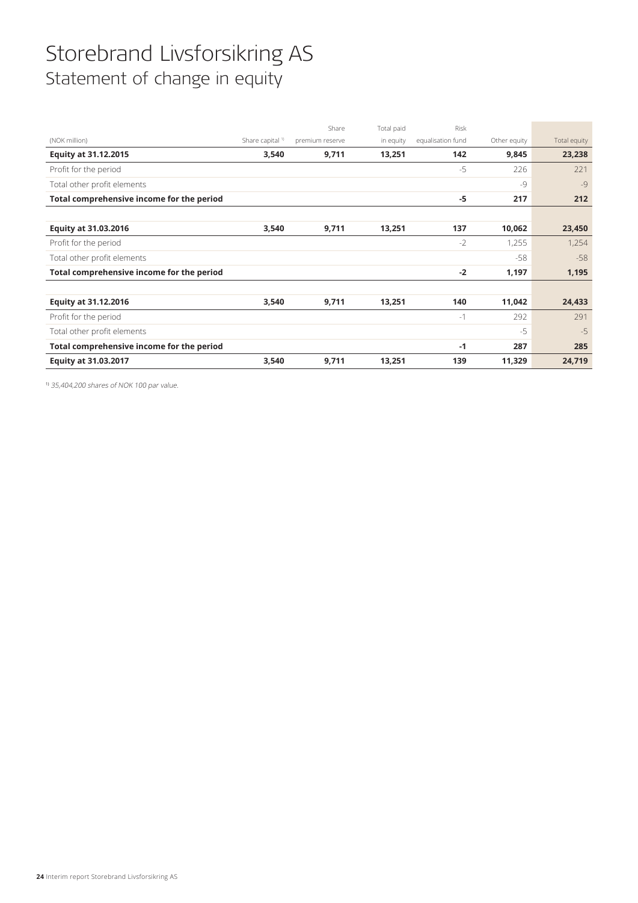# Storebrand Livsforsikring AS

## Statement of change in equity

| (NOK million) | Share capital [1] | Share premium reserve | Total paid in equity | Risk equalisation fund | Other equity | Total equity |
|---|---|---|---|---|---|---|
| **Equity at 31.12.2015** | **3,540** | **9,711** | **13,251** | **142** | **9,845** | **23,238** |
| Profit for the period | | | | -5 | 226 | 221 |
| Total other profit elements | | | | | -9 | -9 |
| **Total comprehensive income for the period** | | | | **-5** | **217** | **212** |
| | | | | | | |
| **Equity at 31.03.2016** | **3,540** | **9,711** | **13,251** | **137** | **10,062** | **23,450** |
| Profit for the period | | | | -2 | 1,255 | 1,254 |
| Total other profit elements | | | | | -58 | -58 |
| **Total comprehensive income for the period** | | | | **-2** | **1,197** | **1,195** |
| | | | | | | |
| **Equity at 31.12.2016** | **3,540** | **9,711** | **13,251** | **140** | **11,042** | **24,433** |
| Profit for the period | | | | -1 | 292 | 291 |
| Total other profit elements | | | | | -5 | -5 |
| **Total comprehensive income for the period** | | | | **-1** | **287** | **285** |
| **Equity at 31.03.2017** | **3,540** | **9,711** | **13,251** | **139** | **11,329** | **24,719** |

[1] *35,404,200 shares of NOK 100 par value.*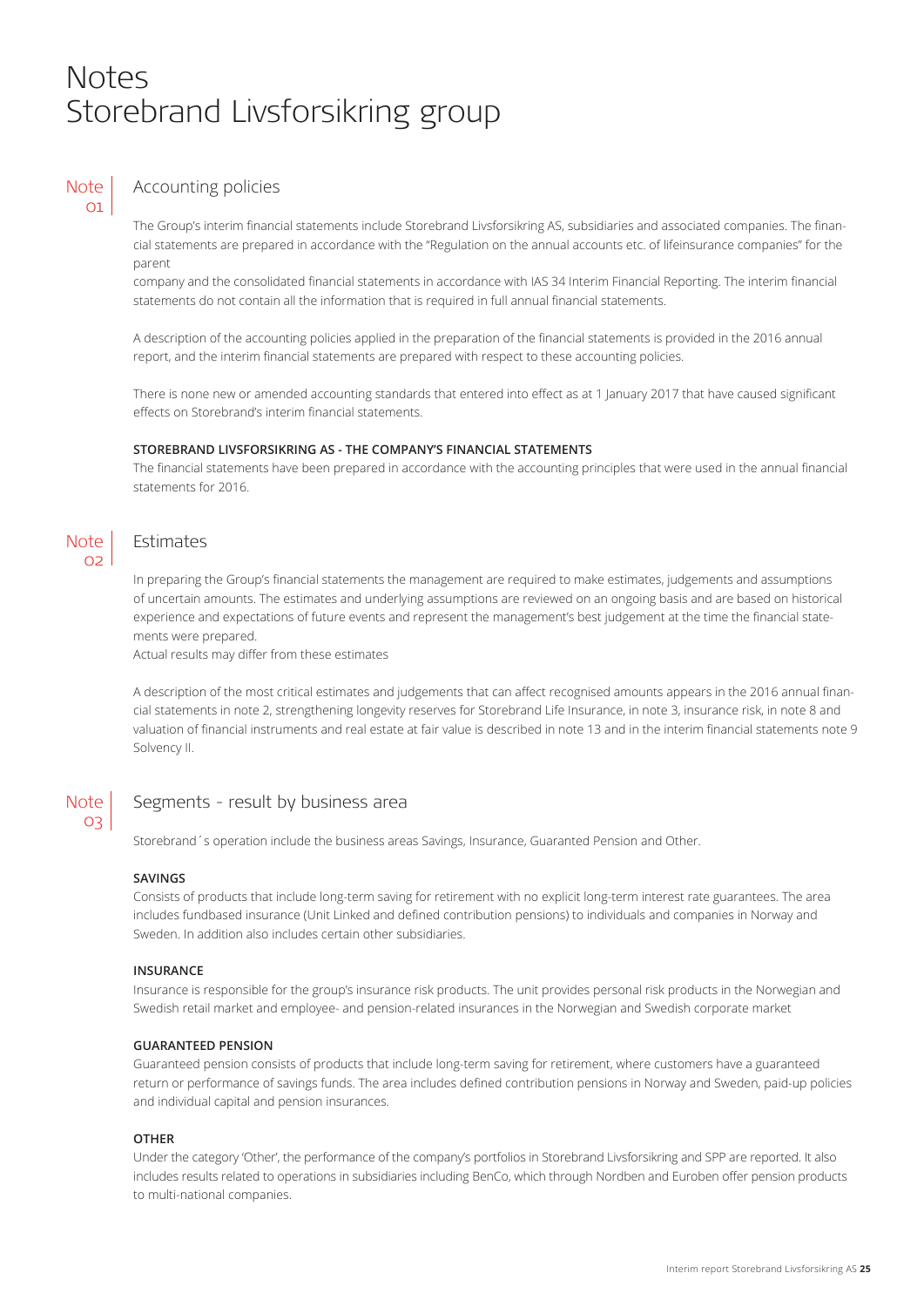# Notes
# Storebrand Livsforsikring group

## Note 01 Accounting policies

The Group's interim financial statements include Storebrand Livsforsikring AS, subsidiaries and associated companies. The financial statements are prepared in accordance with the "Regulation on the annual accounts etc. of lifeinsurance companies" for the parent
company and the consolidated financial statements in accordance with IAS 34 Interim Financial Reporting. The interim financial statements do not contain all the information that is required in full annual financial statements.

A description of the accounting policies applied in the preparation of the financial statements is provided in the 2016 annual report, and the interim financial statements are prepared with respect to these accounting policies.

There is none new or amended accounting standards that entered into effect as at 1 January 2017 that have caused significant effects on Storebrand's interim financial statements.

**STOREBRAND LIVSFORSIKRING AS - THE COMPANY'S FINANCIAL STATEMENTS**

The financial statements have been prepared in accordance with the accounting principles that were used in the annual financial statements for 2016.

## Note 02 Estimates

In preparing the Group's financial statements the management are required to make estimates, judgements and assumptions of uncertain amounts. The estimates and underlying assumptions are reviewed on an ongoing basis and are based on historical experience and expectations of future events and represent the management's best judgement at the time the financial statements were prepared.
Actual results may differ from these estimates

A description of the most critical estimates and judgements that can affect recognised amounts appears in the 2016 annual financial statements in note 2, strengthening longevity reserves for Storebrand Life Insurance, in note 3, insurance risk, in note 8 and valuation of financial instruments and real estate at fair value is described in note 13 and in the interim financial statements note 9 Solvency II.

## Note 03 Segments - result by business area

Storebrand´s operation include the business areas Savings, Insurance, Guaranted Pension and Other.

**SAVINGS**

Consists of products that include long-term saving for retirement with no explicit long-term interest rate guarantees. The area includes fundbased insurance (Unit Linked and defined contribution pensions) to individuals and companies in Norway and Sweden. In addition also includes certain other subsidiaries.

**INSURANCE**

Insurance is responsible for the group's insurance risk products. The unit provides personal risk products in the Norwegian and Swedish retail market and employee- and pension-related insurances in the Norwegian and Swedish corporate market

**GUARANTEED PENSION**

Guaranteed pension consists of products that include long-term saving for retirement, where customers have a guaranteed return or performance of savings funds. The area includes defined contribution pensions in Norway and Sweden, paid-up policies and individual capital and pension insurances.

**OTHER**

Under the category 'Other', the performance of the company's portfolios in Storebrand Livsforsikring and SPP are reported. It also includes results related to operations in subsidiaries including BenCo, which through Nordben and Euroben offer pension products to multi-national companies.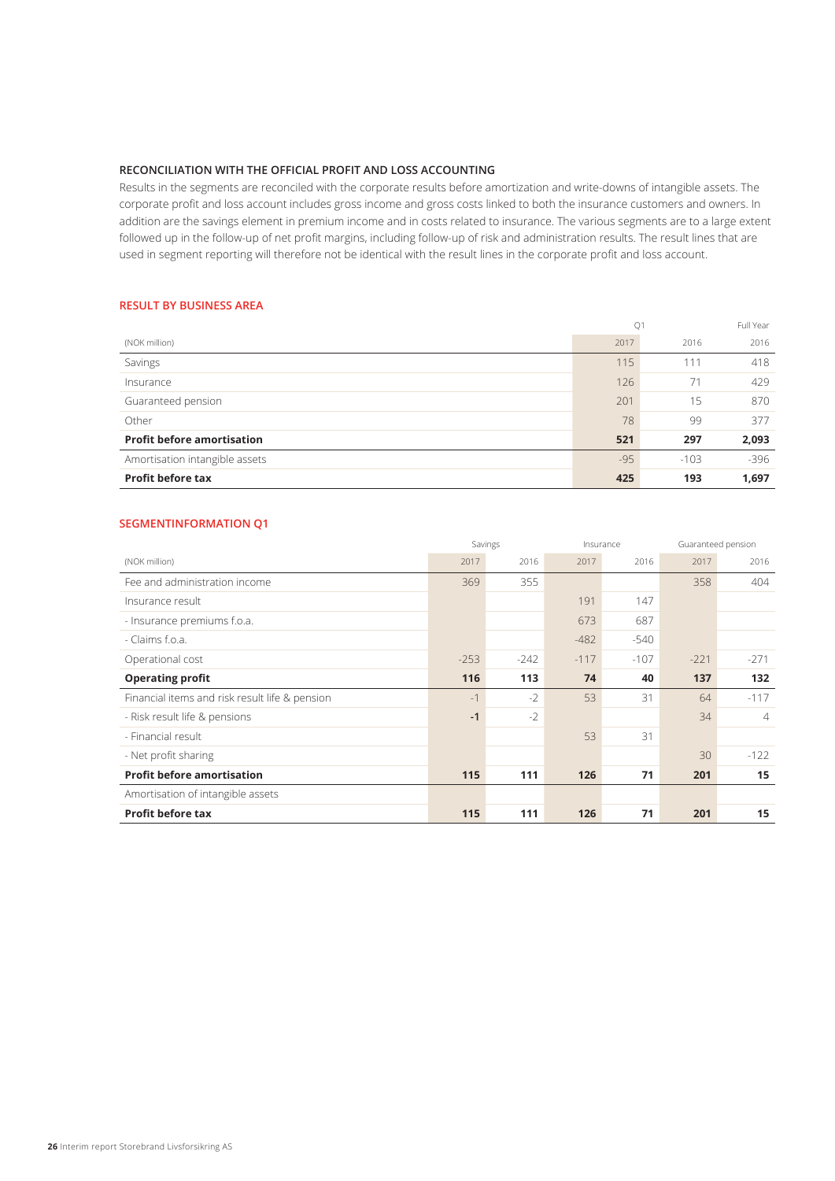## RECONCILIATION WITH THE OFFICIAL PROFIT AND LOSS ACCOUNTING

Results in the segments are reconciled with the corporate results before amortization and write-downs of intangible assets. The corporate profit and loss account includes gross income and gross costs linked to both the insurance customers and owners. In addition are the savings element in premium income and in costs related to insurance. The various segments are to a large extent followed up in the follow-up of net profit margins, including follow-up of risk and administration results. The result lines that are used in segment reporting will therefore not be identical with the result lines in the corporate profit and loss account.

## RESULT BY BUSINESS AREA

| | Q1 | | Full Year |
|---|---|---|---|
| (NOK million) | 2017 | 2016 | 2016 |
| Savings | 115 | 111 | 418 |
| Insurance | 126 | 71 | 429 |
| Guaranteed pension | 201 | 15 | 870 |
| Other | 78 | 99 | 377 |
| **Profit before amortisation** | **521** | **297** | **2,093** |
| Amortisation intangible assets | -95 | -103 | -396 |
| **Profit before tax** | **425** | **193** | **1,697** |

## SEGMENTINFORMATION Q1

| | Savings | | Insurance | | Guaranteed pension | |
|---|---|---|---|---|---|---|
| (NOK million) | 2017 | 2016 | 2017 | 2016 | 2017 | 2016 |
| Fee and administration income | 369 | 355 | | | 358 | 404 |
| Insurance result | | | 191 | 147 | | |
| - Insurance premiums f.o.a. | | | 673 | 687 | | |
| - Claims f.o.a. | | | -482 | -540 | | |
| Operational cost | -253 | -242 | -117 | -107 | -221 | -271 |
| **Operating profit** | **116** | **113** | **74** | **40** | **137** | **132** |
| Financial items and risk result life & pension | -1 | -2 | 53 | 31 | 64 | -117 |
| - Risk result life & pensions | **-1** | -2 | | | 34 | 4 |
| - Financial result | | | 53 | 31 | | |
| - Net profit sharing | | | | | 30 | -122 |
| **Profit before amortisation** | **115** | **111** | **126** | **71** | **201** | **15** |
| Amortisation of intangible assets | | | | | | |
| **Profit before tax** | **115** | **111** | **126** | **71** | **201** | **15** |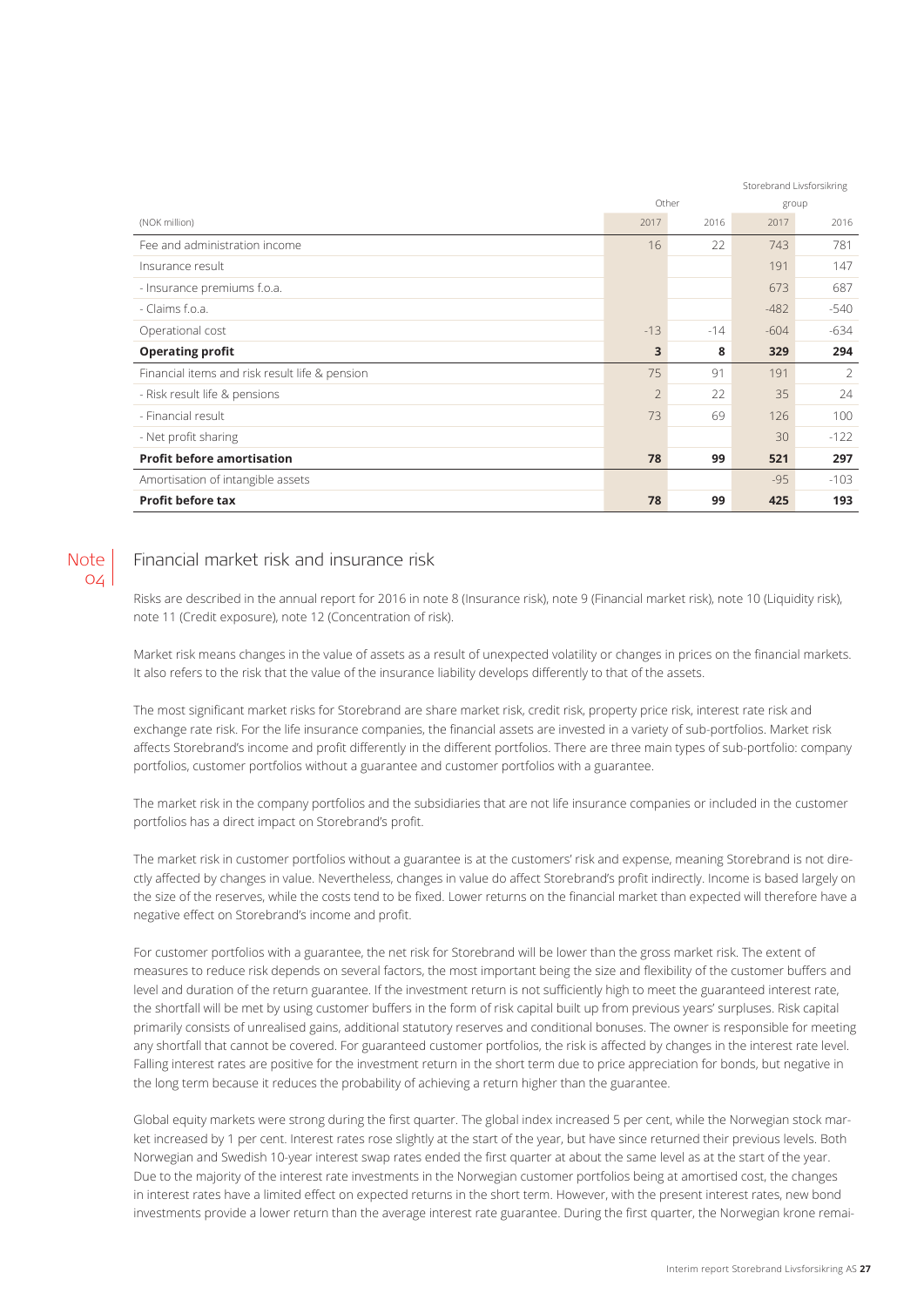| (NOK million) | Other | | Storebrand Livsforsikring group | |
|---|---|---|---|---|
| | 2017 | 2016 | 2017 | 2016 |
| Fee and administration income | 16 | 22 | 743 | 781 |
| Insurance result | | | 191 | 147 |
| - Insurance premiums f.o.a. | | | 673 | 687 |
| - Claims f.o.a. | | | -482 | -540 |
| Operational cost | -13 | -14 | -604 | -634 |
| **Operating profit** | **3** | **8** | **329** | **294** |
| Financial items and risk result life & pension | 75 | 91 | 191 | 2 |
| - Risk result life & pensions | 2 | 22 | 35 | 24 |
| - Financial result | 73 | 69 | 126 | 100 |
| - Net profit sharing | | | 30 | -122 |
| **Profit before amortisation** | **78** | **99** | **521** | **297** |
| Amortisation of intangible assets | | | -95 | -103 |
| **Profit before tax** | **78** | **99** | **425** | **193** |

## Note 04 Financial market risk and insurance risk

Risks are described in the annual report for 2016 in note 8 (Insurance risk), note 9 (Financial market risk), note 10 (Liquidity risk), note 11 (Credit exposure), note 12 (Concentration of risk).

Market risk means changes in the value of assets as a result of unexpected volatility or changes in prices on the financial markets. It also refers to the risk that the value of the insurance liability develops differently to that of the assets.

The most significant market risks for Storebrand are share market risk, credit risk, property price risk, interest rate risk and exchange rate risk. For the life insurance companies, the financial assets are invested in a variety of sub-portfolios. Market risk affects Storebrand's income and profit differently in the different portfolios. There are three main types of sub-portfolio: company portfolios, customer portfolios without a guarantee and customer portfolios with a guarantee.

The market risk in the company portfolios and the subsidiaries that are not life insurance companies or included in the customer portfolios has a direct impact on Storebrand's profit.

The market risk in customer portfolios without a guarantee is at the customers' risk and expense, meaning Storebrand is not directly affected by changes in value. Nevertheless, changes in value do affect Storebrand's profit indirectly. Income is based largely on the size of the reserves, while the costs tend to be fixed. Lower returns on the financial market than expected will therefore have a negative effect on Storebrand's income and profit.

For customer portfolios with a guarantee, the net risk for Storebrand will be lower than the gross market risk. The extent of measures to reduce risk depends on several factors, the most important being the size and flexibility of the customer buffers and level and duration of the return guarantee. If the investment return is not sufficiently high to meet the guaranteed interest rate, the shortfall will be met by using customer buffers in the form of risk capital built up from previous years' surpluses. Risk capital primarily consists of unrealised gains, additional statutory reserves and conditional bonuses. The owner is responsible for meeting any shortfall that cannot be covered. For guaranteed customer portfolios, the risk is affected by changes in the interest rate level. Falling interest rates are positive for the investment return in the short term due to price appreciation for bonds, but negative in the long term because it reduces the probability of achieving a return higher than the guarantee.

Global equity markets were strong during the first quarter. The global index increased 5 per cent, while the Norwegian stock market increased by 1 per cent. Interest rates rose slightly at the start of the year, but have since returned their previous levels. Both Norwegian and Swedish 10-year interest swap rates ended the first quarter at about the same level as at the start of the year. Due to the majority of the interest rate investments in the Norwegian customer portfolios being at amortised cost, the changes in interest rates have a limited effect on expected returns in the short term. However, with the present interest rates, new bond investments provide a lower return than the average interest rate guarantee. During the first quarter, the Norwegian krone remai-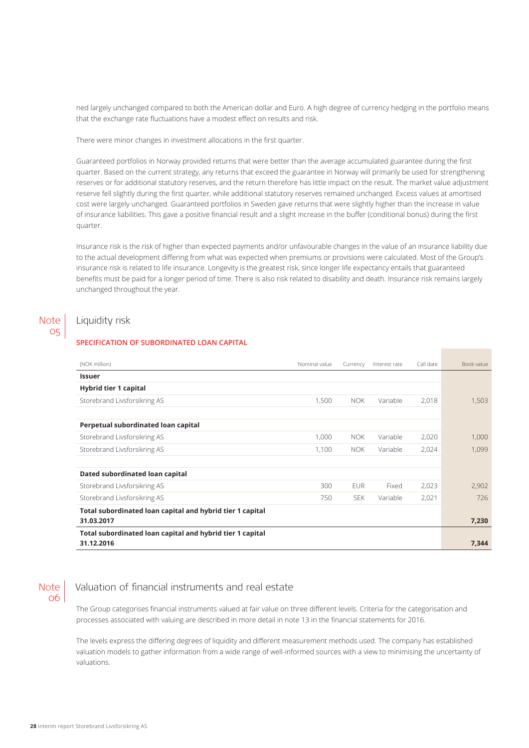ned largely unchanged compared to both the American dollar and Euro. A high degree of currency hedging in the portfolio means that the exchange rate fluctuations have a modest effect on results and risk.

There were minor changes in investment allocations in the first quarter.

Guaranteed portfolios in Norway provided returns that were better than the average accumulated guarantee during the first quarter. Based on the current strategy, any returns that exceed the guarantee in Norway will primarily be used for strengthening reserves or for additional statutory reserves, and the return therefore has little impact on the result. The market value adjustment reserve fell slightly during the first quarter, while additional statutory reserves remained unchanged. Excess values at amortised cost were largely unchanged. Guaranteed portfolios in Sweden gave returns that were slightly higher than the increase in value of insurance liabilities. This gave a positive financial result and a slight increase in the buffer (conditional bonus) during the first quarter.

Insurance risk is the risk of higher than expected payments and/or unfavourable changes in the value of an insurance liability due to the actual development differing from what was expected when premiums or provisions were calculated. Most of the Group's insurance risk is related to life insurance. Longevity is the greatest risk, since longer life expectancy entails that guaranteed benefits must be paid for a longer period of time. There is also risk related to disability and death. Insurance risk remains largely unchanged throughout the year.

## Note 05 Liquidity risk

### SPECIFICATION OF SUBORDINATED LOAN CAPITAL

| (NOK million) | Nominal value | Currency | Interest rate | Call date | Book value |
|---|---|---|---|---|---|
| **Issuer** | | | | | |
| **Hybrid tier 1 capital** | | | | | |
| Storebrand Livsforsikring AS | 1,500 | NOK | Variable | 2,018 | 1,503 |
| | | | | | |
| **Perpetual subordinated loan capital** | | | | | |
| Storebrand Livsforsikring AS | 1,000 | NOK | Variable | 2,020 | 1,000 |
| Storebrand Livsforsikring AS | 1,100 | NOK | Variable | 2,024 | 1,099 |
| | | | | | |
| **Dated subordinated loan capital** | | | | | |
| Storebrand Livsforsikring AS | 300 | EUR | Fixed | 2,023 | 2,902 |
| Storebrand Livsforsikring AS | 750 | SEK | Variable | 2,021 | 726 |
| **Total subordinated loan capital and hybrid tier 1 capital 31.03.2017** | | | | | **7,230** |
| **Total subordinated loan capital and hybrid tier 1 capital 31.12.2016** | | | | | **7,344** |

## Note 06 Valuation of financial instruments and real estate

The Group categorises financial instruments valued at fair value on three different levels. Criteria for the categorisation and processes associated with valuing are described in more detail in note 13 in the financial statements for 2016.

The levels express the differing degrees of liquidity and different measurement methods used. The company has established valuation models to gather information from a wide range of well-informed sources with a view to minimising the uncertainty of valuations.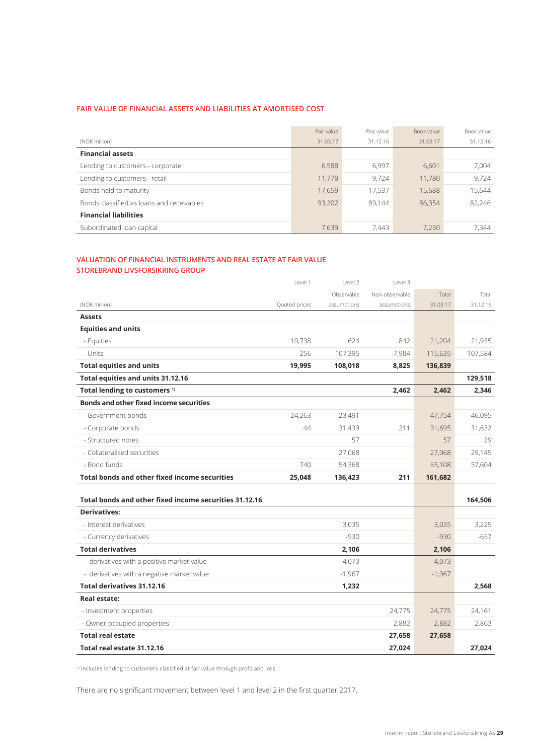## FAIR VALUE OF FINANCIAL ASSETS AND LIABILITIES AT AMORTISED COST

| (NOK million) | Fair value 31.03.17 | Fair value 31.12.16 | Book value 31.03.17 | Book value 31.12.16 |
|---|---|---|---|---|
| **Financial assets** | | | | |
| Lending to customers - corporate | 6,588 | 6,997 | 6,601 | 7,004 |
| Lending to customers - retail | 11,779 | 9,724 | 11,780 | 9,724 |
| Bonds held to maturity | 17,659 | 17,537 | 15,688 | 15,644 |
| Bonds classified as loans and receivables | 93,202 | 89,144 | 86,354 | 82,246 |
| **Financial liabilities** | | | | |
| Subordinated loan capital | 7,639 | 7,443 | 7,230 | 7,344 |

## VALUATION OF FINANCIAL INSTRUMENTS AND REAL ESTATE AT FAIR VALUE STOREBRAND LIVSFORSIKRING GROUP

| | Level 1 | Level 2 | Level 3 | | |
|---|---|---|---|---|---|
| (NOK million) | Quoted prices | Observable assumptions | Non-observable assumptions | Total 31.03.17 | Total 31.12.16 |
| **Assets** | | | | | |
| **Equities and units** | | | | | |
| - Equities | 19,738 | 624 | 842 | 21,204 | 21,935 |
| - Units | 256 | 107,395 | 7,984 | 115,635 | 107,584 |
| **Total equities and units** | **19,995** | **108,018** | **8,825** | **136,839** | |
| **Total equities and units 31.12.16** | | | | | **129,518** |
| **Total lending to customers [1]** | | | **2,462** | **2,462** | **2,346** |
| **Bonds and other fixed income securities** | | | | | |
| - Government bonds | 24,263 | 23,491 | | 47,754 | 46,095 |
| - Corporate bonds | 44 | 31,439 | 211 | 31,695 | 31,632 |
| - Structured notes | | 57 | | 57 | 29 |
| - Collateralised securities | | 27,068 | | 27,068 | 29,145 |
| - Bond funds | 740 | 54,368 | | 55,108 | 57,604 |
| **Total bonds and other fixed income securities** | **25,048** | **136,423** | **211** | **161,682** | |
| **Total bonds and other fixed income securities 31.12.16** | | | | | **164,506** |
| **Derivatives:** | | | | | |
| - Interest derivatives | | 3,035 | | 3,035 | 3,225 |
| - Currency derivatives | | -930 | | -930 | -657 |
| **Total derivatives** | | **2,106** | | **2,106** | |
| - derivatives with a positive market value | | 4,073 | | 4,073 | |
| - derivatives with a negative market value | | -1,967 | | -1,967 | |
| **Total derivatives 31.12.16** | | **1,232** | | | **2,568** |
| **Real estate:** | | | | | |
| - investment properties | | | 24,775 | 24,775 | 24,161 |
| - Owner-occupied properties | | | 2,882 | 2,882 | 2,863 |
| **Total real estate** | | | **27,658** | **27,658** | |
| **Total real estate 31.12.16** | | | **27,024** | | **27,024** |

[1] Includes lending to customers classified at fair value through profit and loss

There are no significant movement between level 1 and level 2 in the first quarter 2017.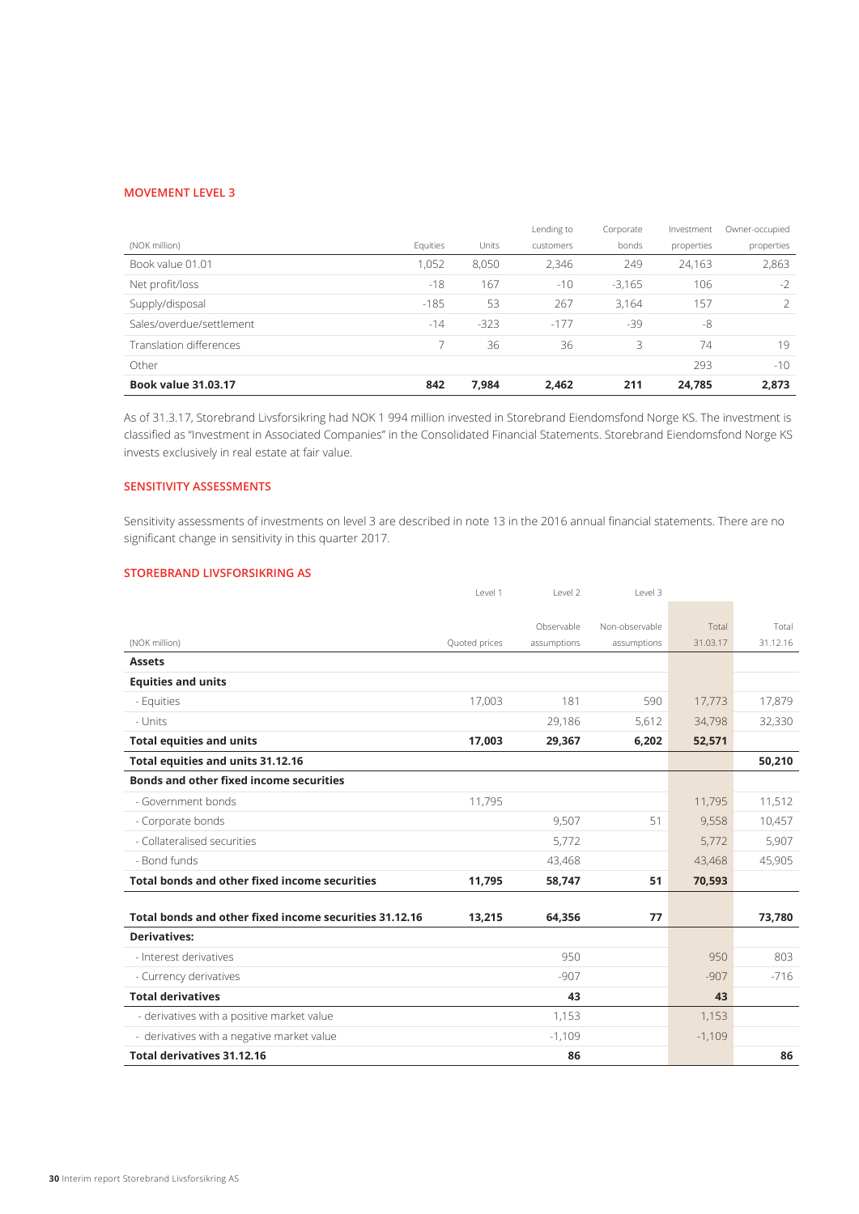#### MOVEMENT LEVEL 3

| (NOK million) | Equities | Units | Lending to customers | Corporate bonds | Investment properties | Owner-occupied properties |
|---|---|---|---|---|---|---|
| Book value 01.01 | 1,052 | 8,050 | 2,346 | 249 | 24,163 | 2,863 |
| Net profit/loss | -18 | 167 | -10 | -3,165 | 106 | -2 |
| Supply/disposal | -185 | 53 | 267 | 3,164 | 157 | 2 |
| Sales/overdue/settlement | -14 | -323 | -177 | -39 | -8 | |
| Translation differences | 7 | 36 | 36 | 3 | 74 | 19 |
| Other | | | | | 293 | -10 |
| **Book value 31.03.17** | **842** | **7,984** | **2,462** | **211** | **24,785** | **2,873** |

As of 31.3.17, Storebrand Livsforsikring had NOK 1 994 million invested in Storebrand Eiendomsfond Norge KS. The investment is classified as "Investment in Associated Companies" in the Consolidated Financial Statements. Storebrand Eiendomsfond Norge KS invests exclusively in real estate at fair value.

#### SENSITIVITY ASSESSMENTS

Sensitivity assessments of investments on level 3 are described in note 13 in the 2016 annual financial statements. There are no significant change in sensitivity in this quarter 2017.

#### STOREBRAND LIVSFORSIKRING AS

| | Level 1 | Level 2 | Level 3 | | |
|---|---|---|---|---|---|
| (NOK million) | Quoted prices | Observable assumptions | Non-observable assumptions | Total 31.03.17 | Total 31.12.16 |
| **Assets** | | | | | |
| **Equities and units** | | | | | |
| - Equities | 17,003 | 181 | 590 | 17,773 | 17,879 |
| - Units | | 29,186 | 5,612 | 34,798 | 32,330 |
| **Total equities and units** | **17,003** | **29,367** | **6,202** | **52,571** | |
| **Total equities and units 31.12.16** | | | | | **50,210** |
| **Bonds and other fixed income securities** | | | | | |
| - Government bonds | 11,795 | | | 11,795 | 11,512 |
| - Corporate bonds | | 9,507 | 51 | 9,558 | 10,457 |
| - Collateralised securities | | 5,772 | | 5,772 | 5,907 |
| - Bond funds | | 43,468 | | 43,468 | 45,905 |
| **Total bonds and other fixed income securities** | **11,795** | **58,747** | **51** | **70,593** | |
| **Total bonds and other fixed income securities 31.12.16** | **13,215** | **64,356** | **77** | | **73,780** |
| **Derivatives:** | | | | | |
| - Interest derivatives | | 950 | | 950 | 803 |
| - Currency derivatives | | -907 | | -907 | -716 |
| **Total derivatives** | | **43** | | **43** | |
| - derivatives with a positive market value | | 1,153 | | 1,153 | |
| - derivatives with a negative market value | | -1,109 | | -1,109 | |
| **Total derivatives 31.12.16** | | **86** | | | **86** |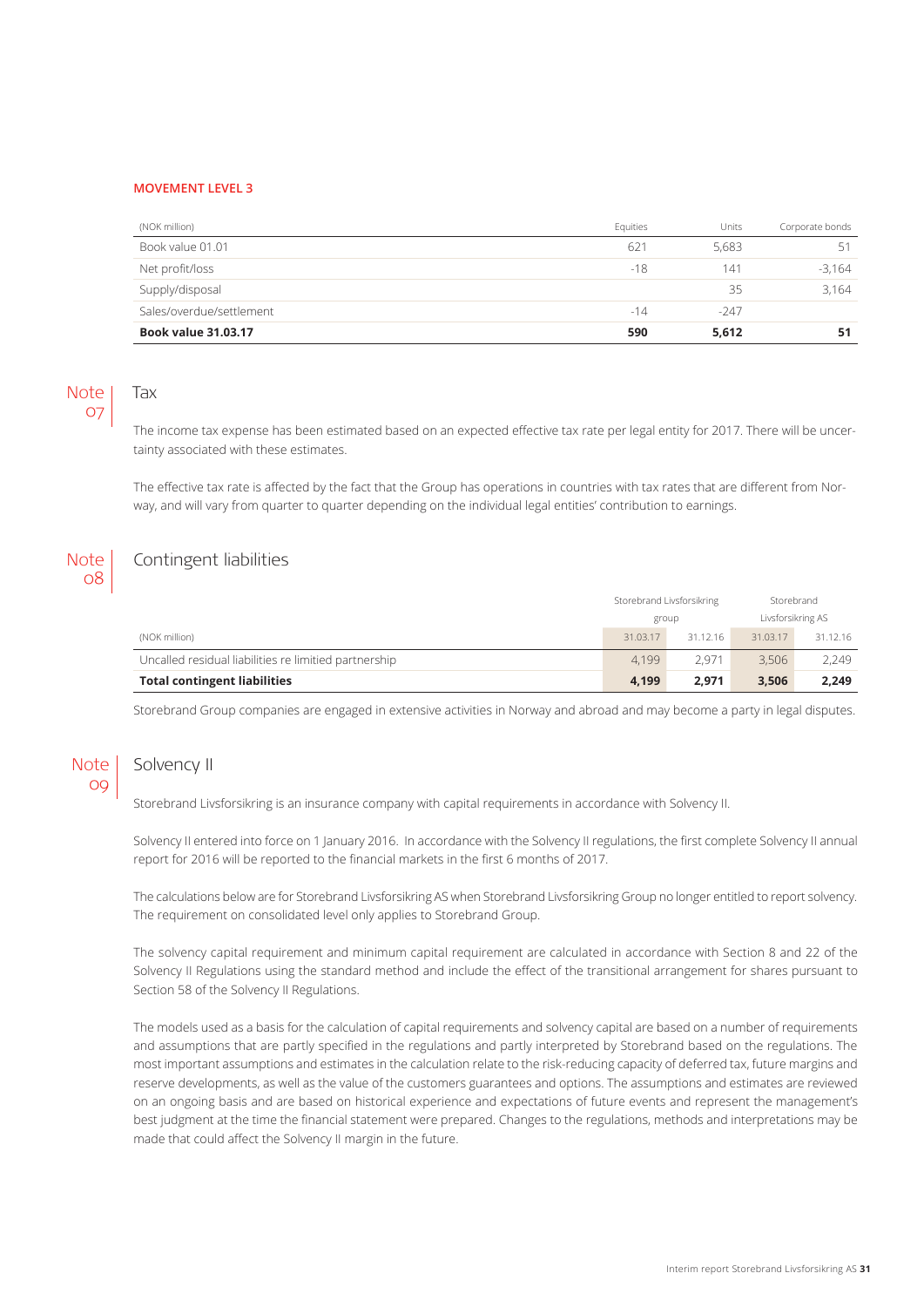**MOVEMENT LEVEL 3**

| (NOK million) | Equities | Units | Corporate bonds |
|---|---|---|---|
| Book value 01.01 | 621 | 5,683 | 51 |
| Net profit/loss | -18 | 141 | -3,164 |
| Supply/disposal | | 35 | 3,164 |
| Sales/overdue/settlement | -14 | -247 | |
| **Book value 31.03.17** | **590** | **5,612** | **51** |

## Note 07 Tax

The income tax expense has been estimated based on an expected effective tax rate per legal entity for 2017. There will be uncertainty associated with these estimates.

The effective tax rate is affected by the fact that the Group has operations in countries with tax rates that are different from Norway, and will vary from quarter to quarter depending on the individual legal entities' contribution to earnings.

## Note 08 Contingent liabilities

| | Storebrand Livsforsikring group | | Storebrand Livsforsikring AS | |
|---|---|---|---|---|
| (NOK million) | 31.03.17 | 31.12.16 | 31.03.17 | 31.12.16 |
| Uncalled residual liabilities re limitied partnership | 4,199 | 2,971 | 3,506 | 2,249 |
| **Total contingent liabilities** | **4,199** | **2,971** | **3,506** | **2,249** |

Storebrand Group companies are engaged in extensive activities in Norway and abroad and may become a party in legal disputes.

## Note 09 Solvency II

Storebrand Livsforsikring is an insurance company with capital requirements in accordance with Solvency II.

Solvency II entered into force on 1 January 2016. In accordance with the Solvency II regulations, the first complete Solvency II annual report for 2016 will be reported to the financial markets in the first 6 months of 2017.

The calculations below are for Storebrand Livsforsikring AS when Storebrand Livsforsikring Group no longer entitled to report solvency. The requirement on consolidated level only applies to Storebrand Group.

The solvency capital requirement and minimum capital requirement are calculated in accordance with Section 8 and 22 of the Solvency II Regulations using the standard method and include the effect of the transitional arrangement for shares pursuant to Section 58 of the Solvency II Regulations.

The models used as a basis for the calculation of capital requirements and solvency capital are based on a number of requirements and assumptions that are partly specified in the regulations and partly interpreted by Storebrand based on the regulations. The most important assumptions and estimates in the calculation relate to the risk-reducing capacity of deferred tax, future margins and reserve developments, as well as the value of the customers guarantees and options. The assumptions and estimates are reviewed on an ongoing basis and are based on historical experience and expectations of future events and represent the management's best judgment at the time the financial statement were prepared. Changes to the regulations, methods and interpretations may be made that could affect the Solvency II margin in the future.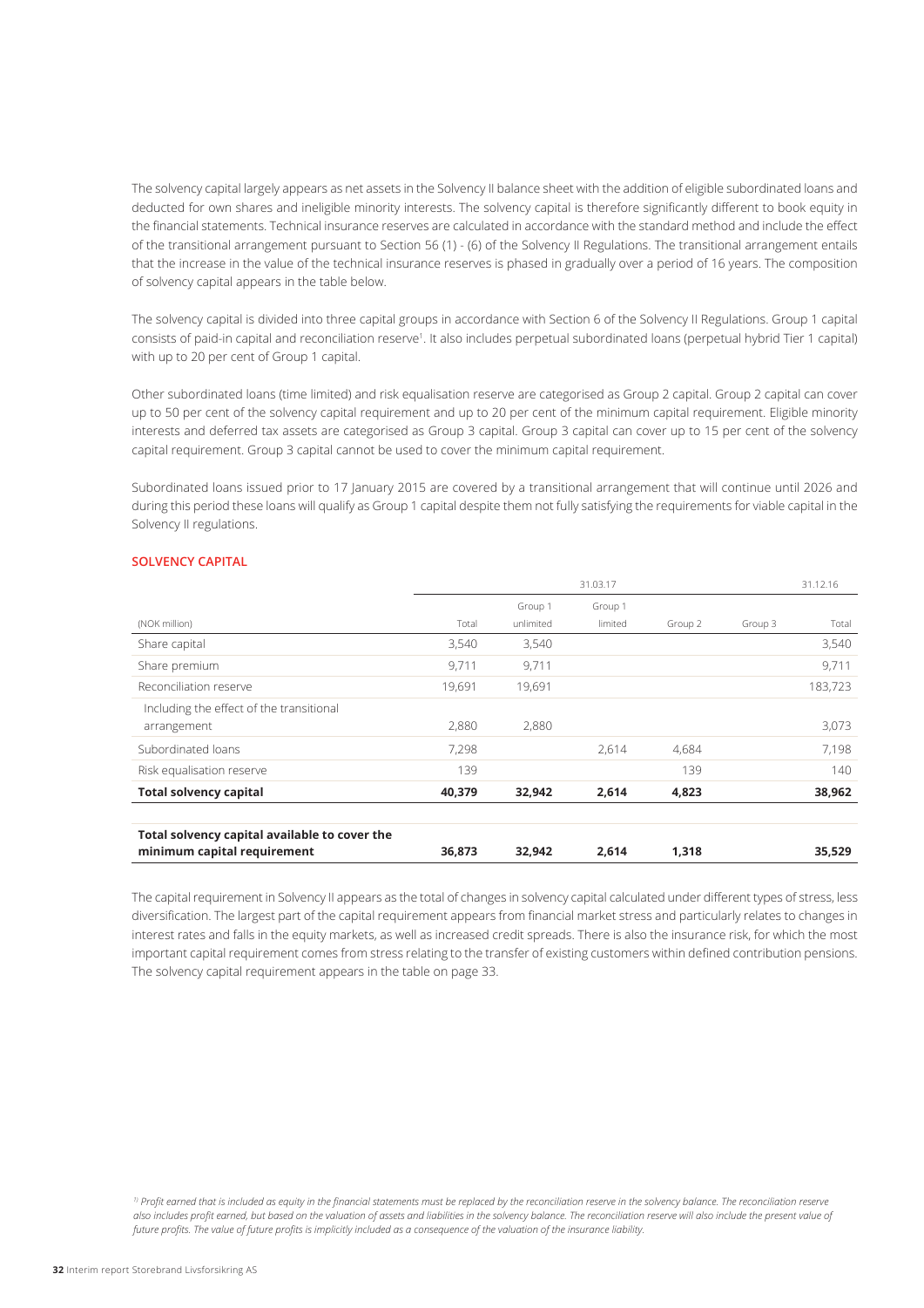The solvency capital largely appears as net assets in the Solvency II balance sheet with the addition of eligible subordinated loans and deducted for own shares and ineligible minority interests. The solvency capital is therefore significantly different to book equity in the financial statements. Technical insurance reserves are calculated in accordance with the standard method and include the effect of the transitional arrangement pursuant to Section 56 (1) - (6) of the Solvency II Regulations. The transitional arrangement entails that the increase in the value of the technical insurance reserves is phased in gradually over a period of 16 years. The composition of solvency capital appears in the table below.

The solvency capital is divided into three capital groups in accordance with Section 6 of the Solvency II Regulations. Group 1 capital consists of paid-in capital and reconciliation reserve[1]. It also includes perpetual subordinated loans (perpetual hybrid Tier 1 capital) with up to 20 per cent of Group 1 capital.

Other subordinated loans (time limited) and risk equalisation reserve are categorised as Group 2 capital. Group 2 capital can cover up to 50 per cent of the solvency capital requirement and up to 20 per cent of the minimum capital requirement. Eligible minority interests and deferred tax assets are categorised as Group 3 capital. Group 3 capital can cover up to 15 per cent of the solvency capital requirement. Group 3 capital cannot be used to cover the minimum capital requirement.

Subordinated loans issued prior to 17 January 2015 are covered by a transitional arrangement that will continue until 2026 and during this period these loans will qualify as Group 1 capital despite them not fully satisfying the requirements for viable capital in the Solvency II regulations.

## SOLVENCY CAPITAL

| | 31.03.17 | | | | | 31.12.16 |
|---|---|---|---|---|---|---|
| (NOK million) | Total | Group 1 unlimited | Group 1 limited | Group 2 | Group 3 | Total |
| Share capital | 3,540 | 3,540 | | | | 3,540 |
| Share premium | 9,711 | 9,711 | | | | 9,711 |
| Reconciliation reserve | 19,691 | 19,691 | | | | 183,723 |
| Including the effect of the transitional arrangement | 2,880 | 2,880 | | | | 3,073 |
| Subordinated loans | 7,298 | | 2,614 | 4,684 | | 7,198 |
| Risk equalisation reserve | 139 | | | 139 | | 140 |
| **Total solvency capital** | **40,379** | **32,942** | **2,614** | **4,823** | | **38,962** |
| **Total solvency capital available to cover the minimum capital requirement** | **36,873** | **32,942** | **2,614** | **1,318** | | **35,529** |

The capital requirement in Solvency II appears as the total of changes in solvency capital calculated under different types of stress, less diversification. The largest part of the capital requirement appears from financial market stress and particularly relates to changes in interest rates and falls in the equity markets, as well as increased credit spreads. There is also the insurance risk, for which the most important capital requirement comes from stress relating to the transfer of existing customers within defined contribution pensions. The solvency capital requirement appears in the table on page 33.

*[1] Profit earned that is included as equity in the financial statements must be replaced by the reconciliation reserve in the solvency balance. The reconciliation reserve also includes profit earned, but based on the valuation of assets and liabilities in the solvency balance. The reconciliation reserve will also include the present value of future profits. The value of future profits is implicitly included as a consequence of the valuation of the insurance liability.*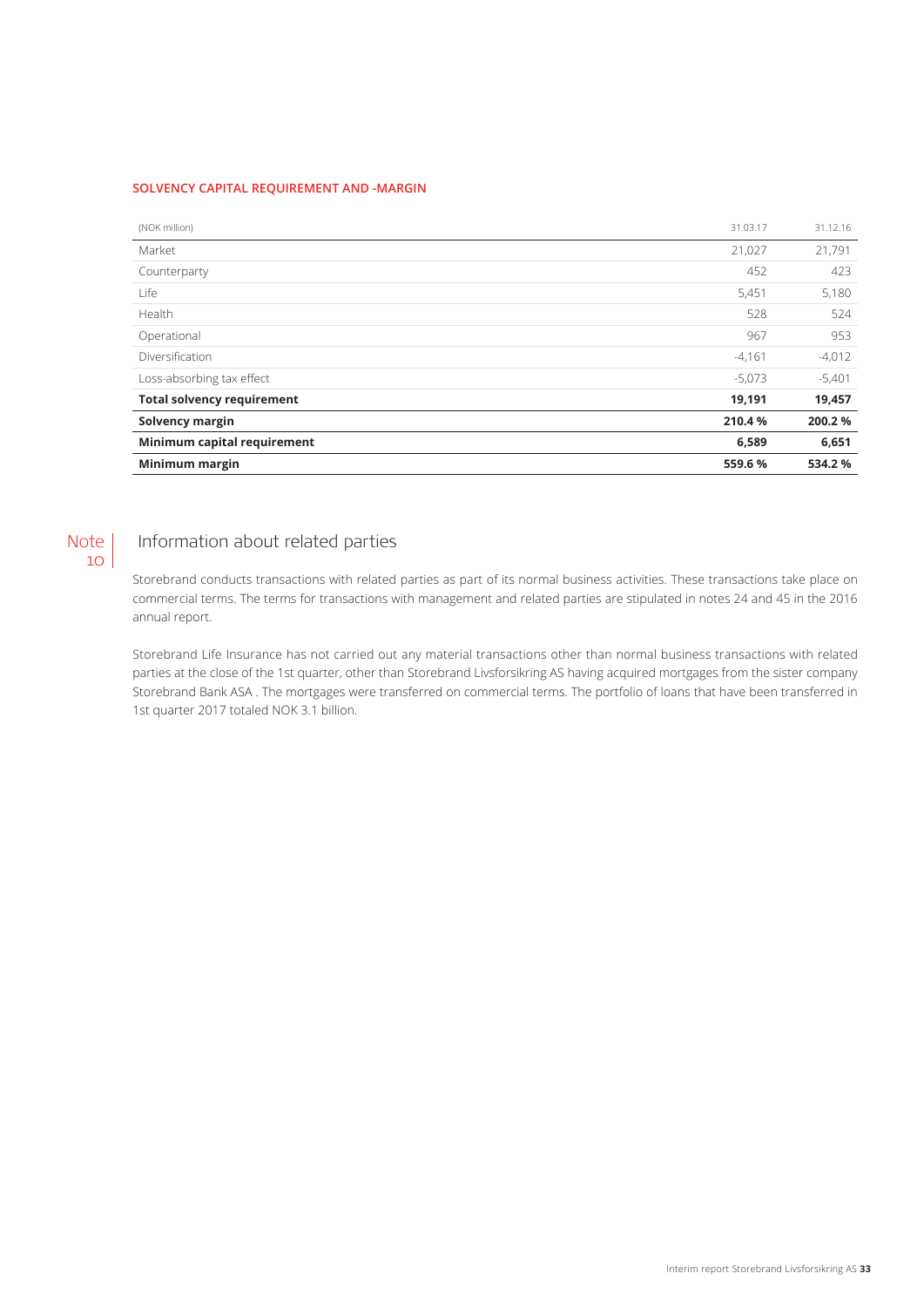### SOLVENCY CAPITAL REQUIREMENT AND -MARGIN

| (NOK million) | 31.03.17 | 31.12.16 |
|---|---|---|
| Market | 21,027 | 21,791 |
| Counterparty | 452 | 423 |
| Life | 5,451 | 5,180 |
| Health | 528 | 524 |
| Operational | 967 | 953 |
| Diversification | -4,161 | -4,012 |
| Loss-absorbing tax effect | -5,073 | -5,401 |
| **Total solvency requirement** | **19,191** | **19,457** |
| **Solvency margin** | **210.4 %** | **200.2 %** |
| **Minimum capital requirement** | **6,589** | **6,651** |
| **Minimum margin** | **559.6 %** | **534.2 %** |

## Note 10 Information about related parties

Storebrand conducts transactions with related parties as part of its normal business activities. These transactions take place on commercial terms. The terms for transactions with management and related parties are stipulated in notes 24 and 45 in the 2016 annual report.

Storebrand Life Insurance has not carried out any material transactions other than normal business transactions with related parties at the close of the 1st quarter, other than Storebrand Livsforsikring AS having acquired mortgages from the sister company Storebrand Bank ASA . The mortgages were transferred on commercial terms. The portfolio of loans that have been transferred in 1st quarter 2017 totaled NOK 3.1 billion.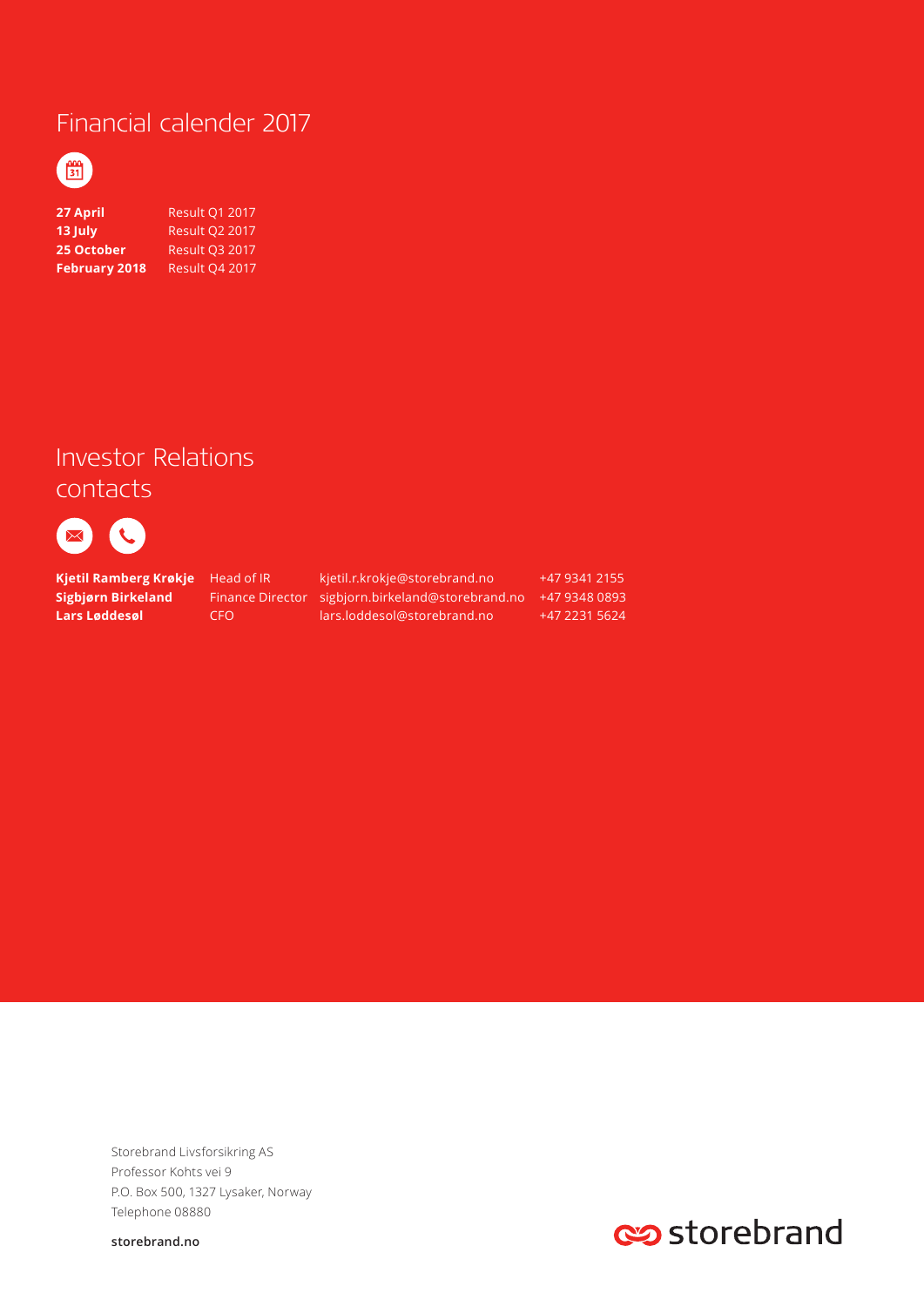## Financial calender 2017

| | |
|---|---|
| **27 April** | Result Q1 2017 |
| **13 July** | Result Q2 2017 |
| **25 October** | Result Q3 2017 |
| **February 2018** | Result Q4 2017 |

## Investor Relations contacts

| | | | |
|---|---|---|---|
| **Kjetil Ramberg Krøkje** | Head of IR | kjetil.r.krokje@storebrand.no | +47 9341 2155 |
| **Sigbjørn Birkeland** | Finance Director | sigbjorn.birkeland@storebrand.no | +47 9348 0893 |
| **Lars Løddesøl** | CFO | lars.loddesol@storebrand.no | +47 2231 5624 |

Storebrand Livsforsikring AS
Professor Kohts vei 9
P.O. Box 500, 1327 Lysaker, Norway
Telephone 08880

**storebrand.no**

storebrand